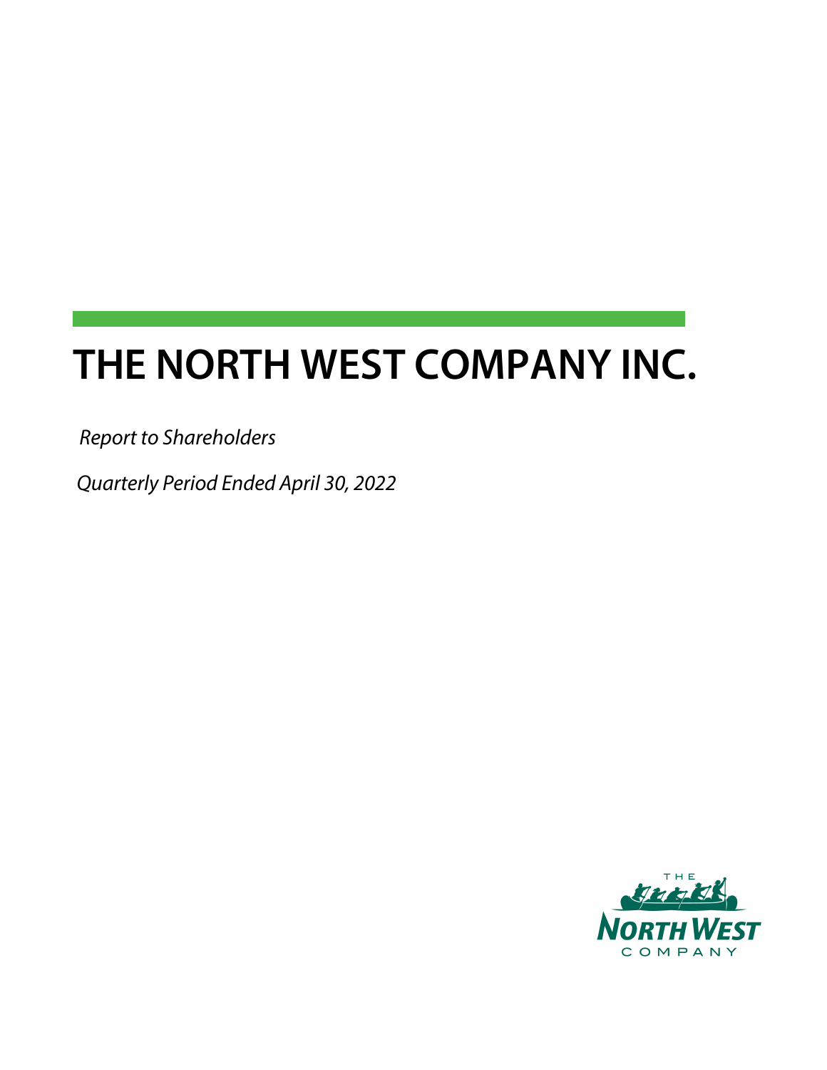# THE NORTH WEST COMPANY INC.

*Report to Shareholders*

*Quarterly Period Ended April 30, 2022*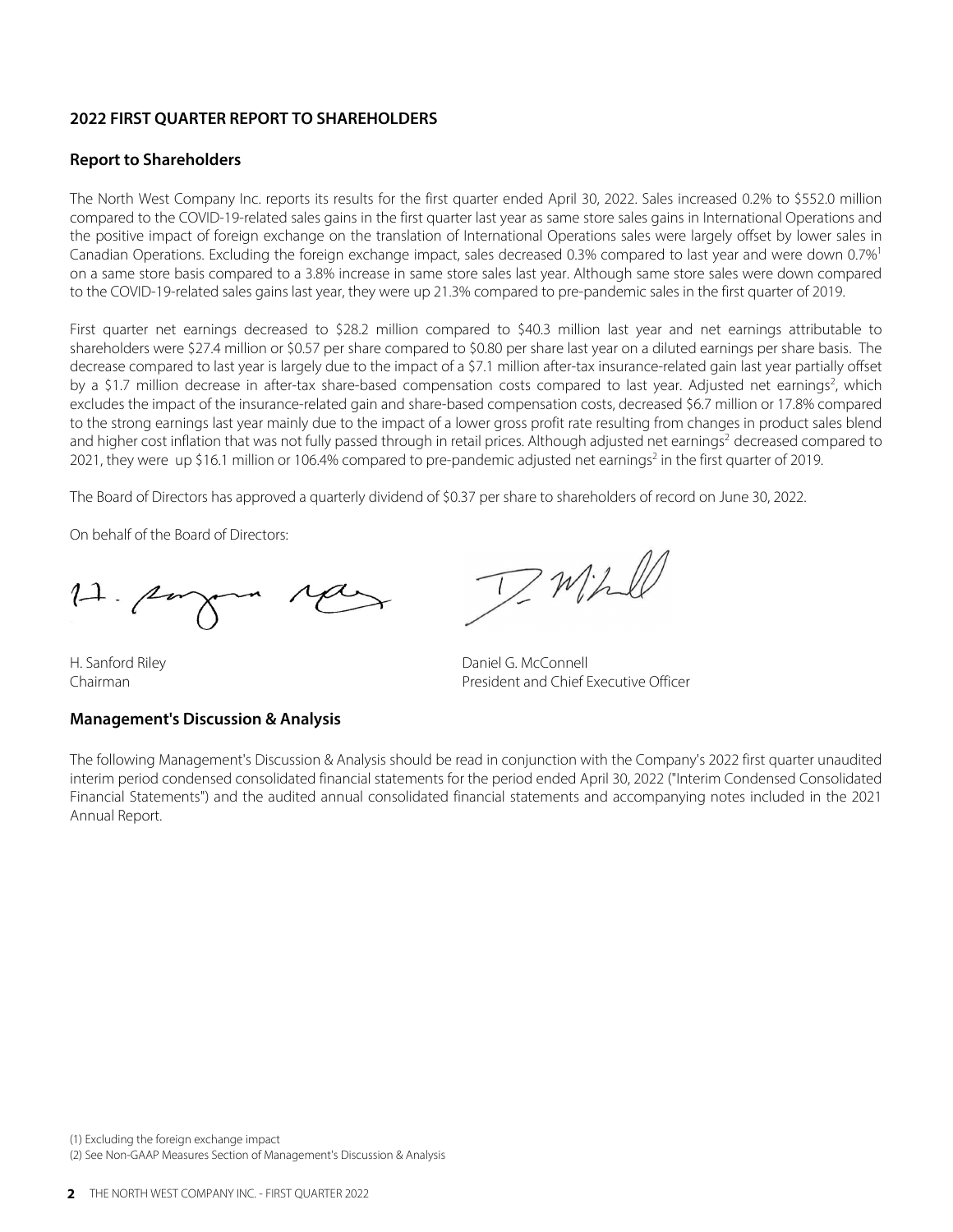## 2022 FIRST QUARTER REPORT TO SHAREHOLDERS

### Report to Shareholders

The North West Company Inc. reports its results for the first quarter ended April 30, 2022. Sales increased 0.2% to $552.0 million compared to the COVID-19-related sales gains in the first quarter last year as same store sales gains in International Operations and the positive impact of foreign exchange on the translation of International Operations sales were largely offset by lower sales in Canadian Operations. Excluding the foreign exchange impact, sales decreased 0.3% compared to last year and were down 0.7%[1] on a same store basis compared to a 3.8% increase in same store sales last year. Although same store sales were down compared to the COVID-19-related sales gains last year, they were up 21.3% compared to pre-pandemic sales in the first quarter of 2019.

First quarter net earnings decreased to $28.2 million compared to $40.3 million last year and net earnings attributable to shareholders were $27.4 million or $0.57 per share compared to $0.80 per share last year on a diluted earnings per share basis. The decrease compared to last year is largely due to the impact of a $7.1 million after-tax insurance-related gain last year partially offset by a $1.7 million decrease in after-tax share-based compensation costs compared to last year. Adjusted net earnings[2], which excludes the impact of the insurance-related gain and share-based compensation costs, decreased $6.7 million or 17.8% compared to the strong earnings last year mainly due to the impact of a lower gross profit rate resulting from changes in product sales blend and higher cost inflation that was not fully passed through in retail prices. Although adjusted net earnings[2] decreased compared to 2021, they were up $16.1 million or 106.4% compared to pre-pandemic adjusted net earnings[2] in the first quarter of 2019.

The Board of Directors has approved a quarterly dividend of $0.37 per share to shareholders of record on June 30, 2022.

On behalf of the Board of Directors:

H. Sanford Riley
Chairman

Daniel G. McConnell
President and Chief Executive Officer

### Management's Discussion & Analysis

The following Management's Discussion & Analysis should be read in conjunction with the Company's 2022 first quarter unaudited interim period condensed consolidated financial statements for the period ended April 30, 2022 ("Interim Condensed Consolidated Financial Statements") and the audited annual consolidated financial statements and accompanying notes included in the 2021 Annual Report.

(1) Excluding the foreign exchange impact
(2) See Non-GAAP Measures Section of Management's Discussion & Analysis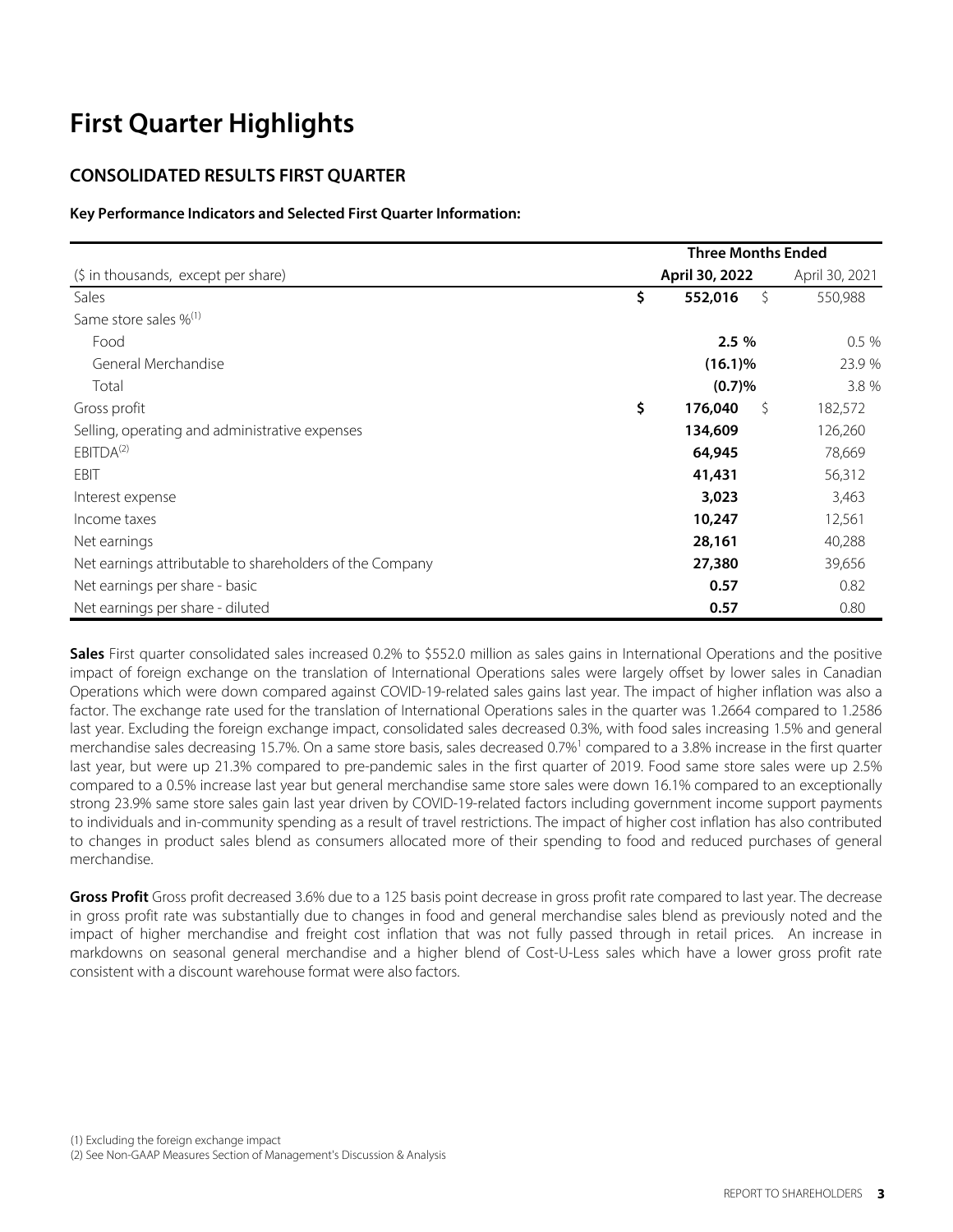# First Quarter Highlights

## CONSOLIDATED RESULTS FIRST QUARTER

**Key Performance Indicators and Selected First Quarter Information:**

| | Three Months Ended | |
|---|---|---|
| ($ in thousands, except per share) | **April 30, 2022** | April 30, 2021 |
| Sales | **$ 552,016** | $ 550,988 |
| Same store sales %[1] | | |
| Food | **2.5 %** | 0.5 % |
| General Merchandise | **(16.1)%** | 23.9 % |
| Total | **(0.7)%** | 3.8 % |
| Gross profit | **$ 176,040** | $ 182,572 |
| Selling, operating and administrative expenses | **134,609** | 126,260 |
| EBITDA[2] | **64,945** | 78,669 |
| EBIT | **41,431** | 56,312 |
| Interest expense | **3,023** | 3,463 |
| Income taxes | **10,247** | 12,561 |
| Net earnings | **28,161** | 40,288 |
| Net earnings attributable to shareholders of the Company | **27,380** | 39,656 |
| Net earnings per share - basic | **0.57** | 0.82 |
| Net earnings per share - diluted | **0.57** | 0.80 |

**Sales** First quarter consolidated sales increased 0.2% to $552.0 million as sales gains in International Operations and the positive impact of foreign exchange on the translation of International Operations sales were largely offset by lower sales in Canadian Operations which were down compared against COVID-19-related sales gains last year. The impact of higher inflation was also a factor. The exchange rate used for the translation of International Operations sales in the quarter was 1.2664 compared to 1.2586 last year. Excluding the foreign exchange impact, consolidated sales decreased 0.3%, with food sales increasing 1.5% and general merchandise sales decreasing 15.7%. On a same store basis, sales decreased 0.7%[1] compared to a 3.8% increase in the first quarter last year, but were up 21.3% compared to pre-pandemic sales in the first quarter of 2019. Food same store sales were up 2.5% compared to a 0.5% increase last year but general merchandise same store sales were down 16.1% compared to an exceptionally strong 23.9% same store sales gain last year driven by COVID-19-related factors including government income support payments to individuals and in-community spending as a result of travel restrictions. The impact of higher cost inflation has also contributed to changes in product sales blend as consumers allocated more of their spending to food and reduced purchases of general merchandise.

**Gross Profit** Gross profit decreased 3.6% due to a 125 basis point decrease in gross profit rate compared to last year. The decrease in gross profit rate was substantially due to changes in food and general merchandise sales blend as previously noted and the impact of higher merchandise and freight cost inflation that was not fully passed through in retail prices. An increase in markdowns on seasonal general merchandise and a higher blend of Cost-U-Less sales which have a lower gross profit rate consistent with a discount warehouse format were also factors.

(1) Excluding the foreign exchange impact
(2) See Non-GAAP Measures Section of Management's Discussion & Analysis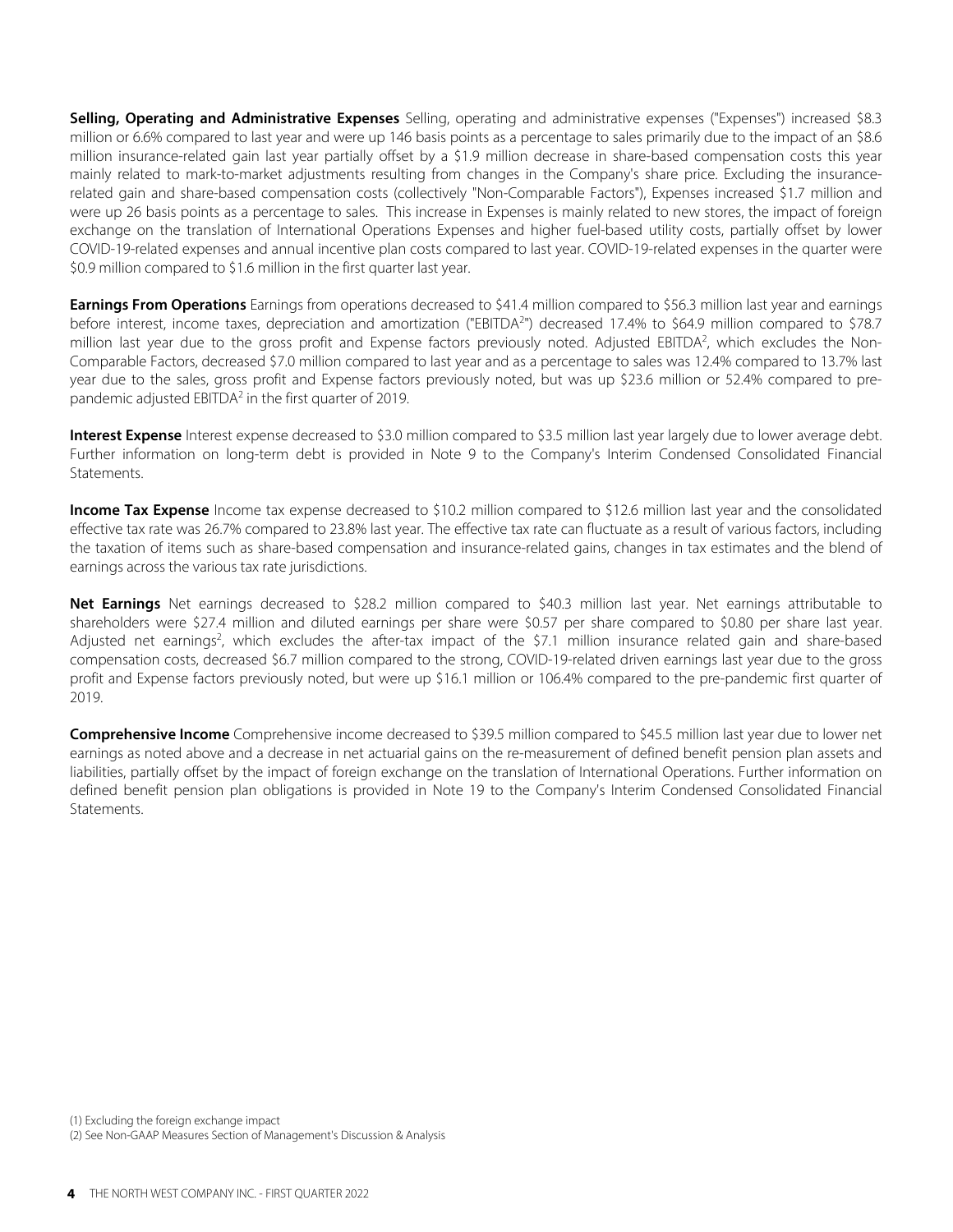**Selling, Operating and Administrative Expenses** Selling, operating and administrative expenses ("Expenses") increased $8.3 million or 6.6% compared to last year and were up 146 basis points as a percentage to sales primarily due to the impact of an $8.6 million insurance-related gain last year partially offset by a $1.9 million decrease in share-based compensation costs this year mainly related to mark-to-market adjustments resulting from changes in the Company's share price. Excluding the insurance-related gain and share-based compensation costs (collectively "Non-Comparable Factors"), Expenses increased $1.7 million and were up 26 basis points as a percentage to sales. This increase in Expenses is mainly related to new stores, the impact of foreign exchange on the translation of International Operations Expenses and higher fuel-based utility costs, partially offset by lower COVID-19-related expenses and annual incentive plan costs compared to last year. COVID-19-related expenses in the quarter were $0.9 million compared to $1.6 million in the first quarter last year.

**Earnings From Operations** Earnings from operations decreased to $41.4 million compared to $56.3 million last year and earnings before interest, income taxes, depreciation and amortization ("EBITDA[2]") decreased 17.4% to $64.9 million compared to $78.7 million last year due to the gross profit and Expense factors previously noted. Adjusted EBITDA[2], which excludes the Non-Comparable Factors, decreased $7.0 million compared to last year and as a percentage to sales was 12.4% compared to 13.7% last year due to the sales, gross profit and Expense factors previously noted, but was up $23.6 million or 52.4% compared to pre-pandemic adjusted EBITDA[2] in the first quarter of 2019.

**Interest Expense** Interest expense decreased to $3.0 million compared to $3.5 million last year largely due to lower average debt. Further information on long-term debt is provided in Note 9 to the Company's Interim Condensed Consolidated Financial Statements.

**Income Tax Expense** Income tax expense decreased to $10.2 million compared to $12.6 million last year and the consolidated effective tax rate was 26.7% compared to 23.8% last year. The effective tax rate can fluctuate as a result of various factors, including the taxation of items such as share-based compensation and insurance-related gains, changes in tax estimates and the blend of earnings across the various tax rate jurisdictions.

**Net Earnings** Net earnings decreased to $28.2 million compared to $40.3 million last year. Net earnings attributable to shareholders were $27.4 million and diluted earnings per share were $0.57 per share compared to $0.80 per share last year. Adjusted net earnings[2], which excludes the after-tax impact of the $7.1 million insurance related gain and share-based compensation costs, decreased $6.7 million compared to the strong, COVID-19-related driven earnings last year due to the gross profit and Expense factors previously noted, but were up $16.1 million or 106.4% compared to the pre-pandemic first quarter of 2019.

**Comprehensive Income** Comprehensive income decreased to $39.5 million compared to $45.5 million last year due to lower net earnings as noted above and a decrease in net actuarial gains on the re-measurement of defined benefit pension plan assets and liabilities, partially offset by the impact of foreign exchange on the translation of International Operations. Further information on defined benefit pension plan obligations is provided in Note 19 to the Company's Interim Condensed Consolidated Financial Statements.

(1) Excluding the foreign exchange impact

(2) See Non-GAAP Measures Section of Management's Discussion & Analysis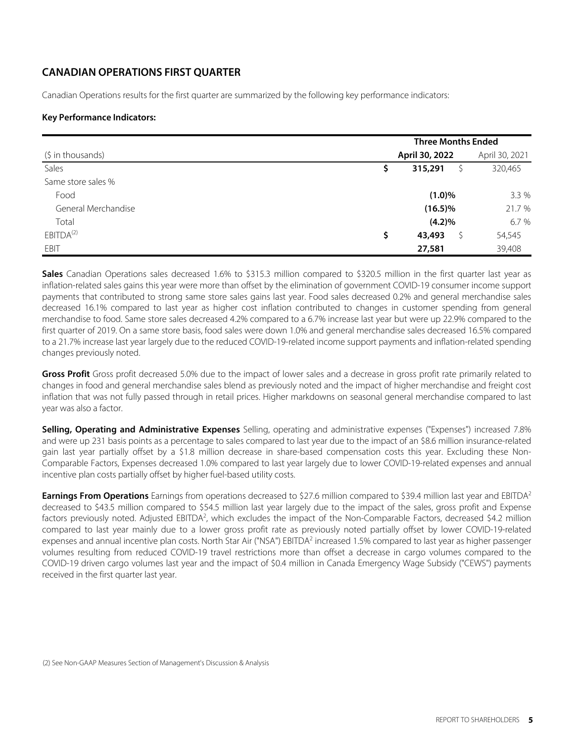## CANADIAN OPERATIONS FIRST QUARTER

Canadian Operations results for the first quarter are summarized by the following key performance indicators:

**Key Performance Indicators:**

| | Three Months Ended | |
|---|---|---|
| ($ in thousands) | **April 30, 2022** | April 30, 2021 |
| Sales | **$ 315,291** | $ 320,465 |
| Same store sales % | | |
| Food | **(1.0)%** | 3.3 % |
| General Merchandise | **(16.5)%** | 21.7 % |
| Total | **(4.2)%** | 6.7 % |
| EBITDA(2) | **$ 43,493** | $ 54,545 |
| EBIT | **27,581** | 39,408 |

**Sales** Canadian Operations sales decreased 1.6% to $315.3 million compared to $320.5 million in the first quarter last year as inflation-related sales gains this year were more than offset by the elimination of government COVID-19 consumer income support payments that contributed to strong same store sales gains last year. Food sales decreased 0.2% and general merchandise sales decreased 16.1% compared to last year as higher cost inflation contributed to changes in customer spending from general merchandise to food. Same store sales decreased 4.2% compared to a 6.7% increase last year but were up 22.9% compared to the first quarter of 2019. On a same store basis, food sales were down 1.0% and general merchandise sales decreased 16.5% compared to a 21.7% increase last year largely due to the reduced COVID-19-related income support payments and inflation-related spending changes previously noted.

**Gross Profit** Gross profit decreased 5.0% due to the impact of lower sales and a decrease in gross profit rate primarily related to changes in food and general merchandise sales blend as previously noted and the impact of higher merchandise and freight cost inflation that was not fully passed through in retail prices. Higher markdowns on seasonal general merchandise compared to last year was also a factor.

**Selling, Operating and Administrative Expenses** Selling, operating and administrative expenses ("Expenses") increased 7.8% and were up 231 basis points as a percentage to sales compared to last year due to the impact of an $8.6 million insurance-related gain last year partially offset by a $1.8 million decrease in share-based compensation costs this year. Excluding these Non-Comparable Factors, Expenses decreased 1.0% compared to last year largely due to lower COVID-19-related expenses and annual incentive plan costs partially offset by higher fuel-based utility costs.

**Earnings From Operations** Earnings from operations decreased to $27.6 million compared to $39.4 million last year and EBITDA[2] decreased to $43.5 million compared to $54.5 million last year largely due to the impact of the sales, gross profit and Expense factors previously noted. Adjusted EBITDA[2], which excludes the impact of the Non-Comparable Factors, decreased $4.2 million compared to last year mainly due to a lower gross profit rate as previously noted partially offset by lower COVID-19-related expenses and annual incentive plan costs. North Star Air ("NSA") EBITDA[2] increased 1.5% compared to last year as higher passenger volumes resulting from reduced COVID-19 travel restrictions more than offset a decrease in cargo volumes compared to the COVID-19 driven cargo volumes last year and the impact of $0.4 million in Canada Emergency Wage Subsidy ("CEWS") payments received in the first quarter last year.

(2) See Non-GAAP Measures Section of Management's Discussion & Analysis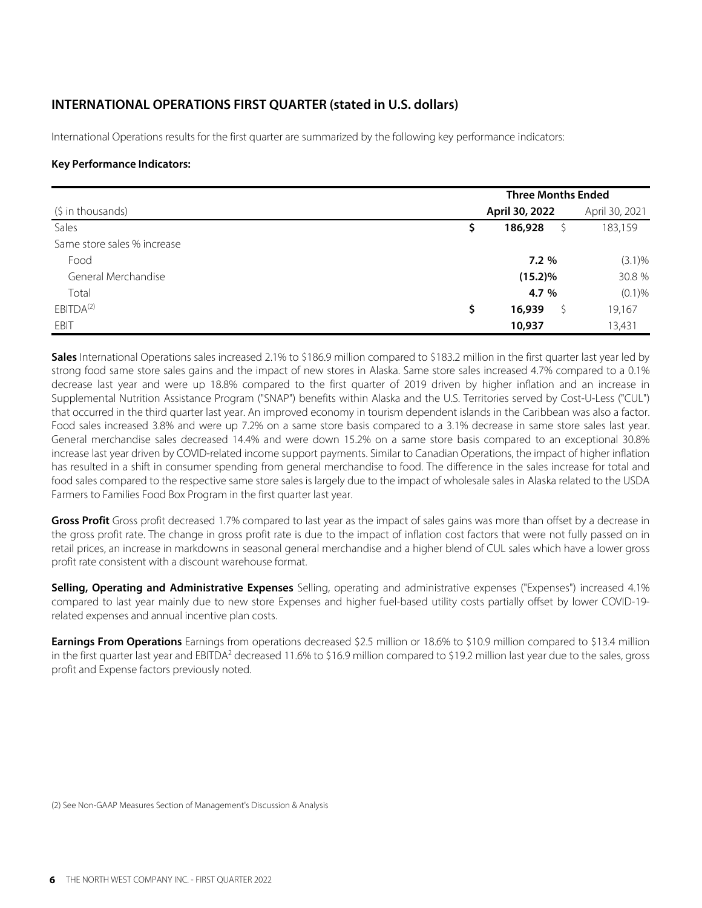## INTERNATIONAL OPERATIONS FIRST QUARTER (stated in U.S. dollars)

International Operations results for the first quarter are summarized by the following key performance indicators:

**Key Performance Indicators:**

| | Three Months Ended | |
|---|---|---|
| ($ in thousands) | **April 30, 2022** | April 30, 2021 |
| Sales | **$ 186,928** | $ 183,159 |
| Same store sales % increase | | |
| Food | **7.2 %** | (3.1)% |
| General Merchandise | **(15.2)%** | 30.8 % |
| Total | **4.7 %** | (0.1)% |
| EBITDA[(2)] | **$ 16,939** | $ 19,167 |
| EBIT | **10,937** | 13,431 |

**Sales** International Operations sales increased 2.1% to $186.9 million compared to $183.2 million in the first quarter last year led by strong food same store sales gains and the impact of new stores in Alaska. Same store sales increased 4.7% compared to a 0.1% decrease last year and were up 18.8% compared to the first quarter of 2019 driven by higher inflation and an increase in Supplemental Nutrition Assistance Program ("SNAP") benefits within Alaska and the U.S. Territories served by Cost-U-Less ("CUL") that occurred in the third quarter last year. An improved economy in tourism dependent islands in the Caribbean was also a factor. Food sales increased 3.8% and were up 7.2% on a same store basis compared to a 3.1% decrease in same store sales last year. General merchandise sales decreased 14.4% and were down 15.2% on a same store basis compared to an exceptional 30.8% increase last year driven by COVID-related income support payments. Similar to Canadian Operations, the impact of higher inflation has resulted in a shift in consumer spending from general merchandise to food. The difference in the sales increase for total and food sales compared to the respective same store sales is largely due to the impact of wholesale sales in Alaska related to the USDA Farmers to Families Food Box Program in the first quarter last year.

**Gross Profit** Gross profit decreased 1.7% compared to last year as the impact of sales gains was more than offset by a decrease in the gross profit rate. The change in gross profit rate is due to the impact of inflation cost factors that were not fully passed on in retail prices, an increase in markdowns in seasonal general merchandise and a higher blend of CUL sales which have a lower gross profit rate consistent with a discount warehouse format.

**Selling, Operating and Administrative Expenses** Selling, operating and administrative expenses ("Expenses") increased 4.1% compared to last year mainly due to new store Expenses and higher fuel-based utility costs partially offset by lower COVID-19-related expenses and annual incentive plan costs.

**Earnings From Operations** Earnings from operations decreased $2.5 million or 18.6% to $10.9 million compared to $13.4 million in the first quarter last year and EBITDA[2] decreased 11.6% to $16.9 million compared to $19.2 million last year due to the sales, gross profit and Expense factors previously noted.

(2) See Non-GAAP Measures Section of Management's Discussion & Analysis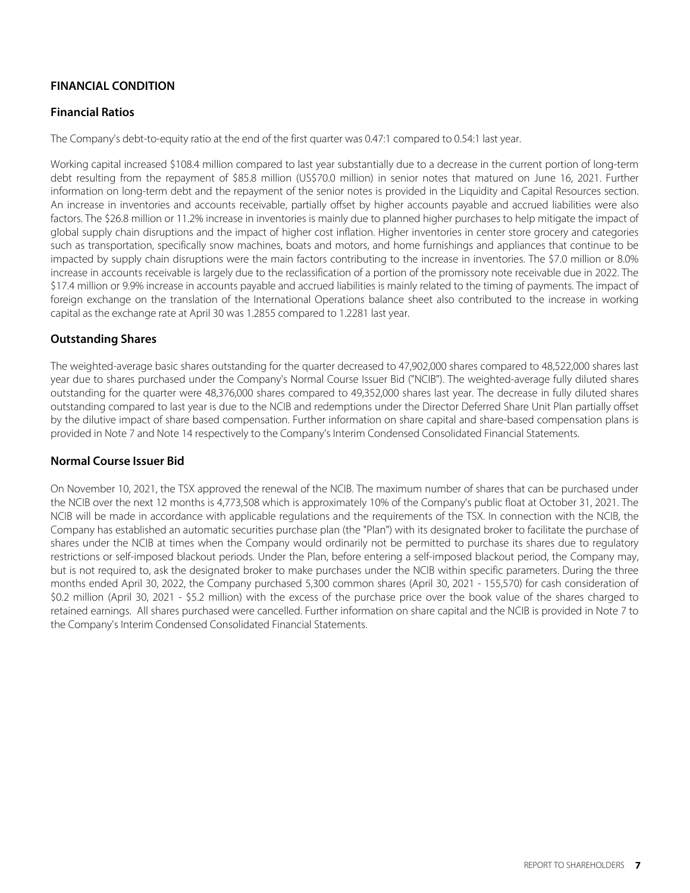## FINANCIAL CONDITION

### Financial Ratios

The Company's debt-to-equity ratio at the end of the first quarter was 0.47:1 compared to 0.54:1 last year.

Working capital increased $108.4 million compared to last year substantially due to a decrease in the current portion of long-term debt resulting from the repayment of $85.8 million (US$70.0 million) in senior notes that matured on June 16, 2021. Further information on long-term debt and the repayment of the senior notes is provided in the Liquidity and Capital Resources section. An increase in inventories and accounts receivable, partially offset by higher accounts payable and accrued liabilities were also factors. The $26.8 million or 11.2% increase in inventories is mainly due to planned higher purchases to help mitigate the impact of global supply chain disruptions and the impact of higher cost inflation. Higher inventories in center store grocery and categories such as transportation, specifically snow machines, boats and motors, and home furnishings and appliances that continue to be impacted by supply chain disruptions were the main factors contributing to the increase in inventories. The $7.0 million or 8.0% increase in accounts receivable is largely due to the reclassification of a portion of the promissory note receivable due in 2022. The $17.4 million or 9.9% increase in accounts payable and accrued liabilities is mainly related to the timing of payments. The impact of foreign exchange on the translation of the International Operations balance sheet also contributed to the increase in working capital as the exchange rate at April 30 was 1.2855 compared to 1.2281 last year.

### Outstanding Shares

The weighted-average basic shares outstanding for the quarter decreased to 47,902,000 shares compared to 48,522,000 shares last year due to shares purchased under the Company's Normal Course Issuer Bid ("NCIB"). The weighted-average fully diluted shares outstanding for the quarter were 48,376,000 shares compared to 49,352,000 shares last year. The decrease in fully diluted shares outstanding compared to last year is due to the NCIB and redemptions under the Director Deferred Share Unit Plan partially offset by the dilutive impact of share based compensation. Further information on share capital and share-based compensation plans is provided in Note 7 and Note 14 respectively to the Company's Interim Condensed Consolidated Financial Statements.

### Normal Course Issuer Bid

On November 10, 2021, the TSX approved the renewal of the NCIB. The maximum number of shares that can be purchased under the NCIB over the next 12 months is 4,773,508 which is approximately 10% of the Company's public float at October 31, 2021. The NCIB will be made in accordance with applicable regulations and the requirements of the TSX. In connection with the NCIB, the Company has established an automatic securities purchase plan (the "Plan") with its designated broker to facilitate the purchase of shares under the NCIB at times when the Company would ordinarily not be permitted to purchase its shares due to regulatory restrictions or self-imposed blackout periods. Under the Plan, before entering a self-imposed blackout period, the Company may, but is not required to, ask the designated broker to make purchases under the NCIB within specific parameters. During the three months ended April 30, 2022, the Company purchased 5,300 common shares (April 30, 2021 - 155,570) for cash consideration of $0.2 million (April 30, 2021 - $5.2 million) with the excess of the purchase price over the book value of the shares charged to retained earnings. All shares purchased were cancelled. Further information on share capital and the NCIB is provided in Note 7 to the Company's Interim Condensed Consolidated Financial Statements.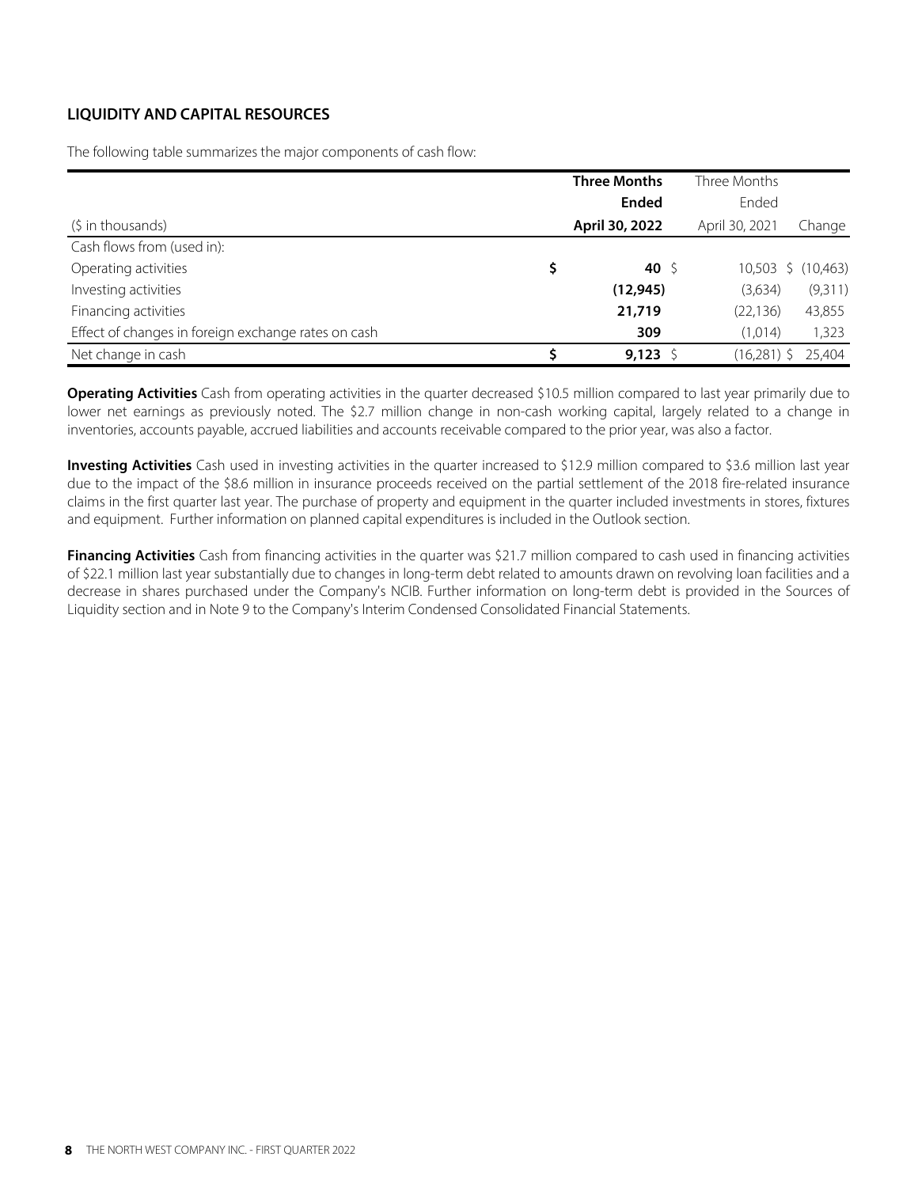## LIQUIDITY AND CAPITAL RESOURCES

The following table summarizes the major components of cash flow:

| ($ in thousands) | **Three Months Ended April 30, 2022** | Three Months Ended April 30, 2021 | Change |
|---|---|---|---|
| Cash flows from (used in): | | | |
| Operating activities | **$ 40** | $ 10,503 | $ (10,463) |
| Investing activities | **(12,945)** | (3,634) | (9,311) |
| Financing activities | **21,719** | (22,136) | 43,855 |
| Effect of changes in foreign exchange rates on cash | **309** | (1,014) | 1,323 |
| Net change in cash | **$ 9,123** | $ (16,281) | $ 25,404 |

**Operating Activities** Cash from operating activities in the quarter decreased $10.5 million compared to last year primarily due to lower net earnings as previously noted. The $2.7 million change in non-cash working capital, largely related to a change in inventories, accounts payable, accrued liabilities and accounts receivable compared to the prior year, was also a factor.

**Investing Activities** Cash used in investing activities in the quarter increased to $12.9 million compared to $3.6 million last year due to the impact of the $8.6 million in insurance proceeds received on the partial settlement of the 2018 fire-related insurance claims in the first quarter last year. The purchase of property and equipment in the quarter included investments in stores, fixtures and equipment. Further information on planned capital expenditures is included in the Outlook section.

**Financing Activities** Cash from financing activities in the quarter was $21.7 million compared to cash used in financing activities of $22.1 million last year substantially due to changes in long-term debt related to amounts drawn on revolving loan facilities and a decrease in shares purchased under the Company's NCIB. Further information on long-term debt is provided in the Sources of Liquidity section and in Note 9 to the Company's Interim Condensed Consolidated Financial Statements.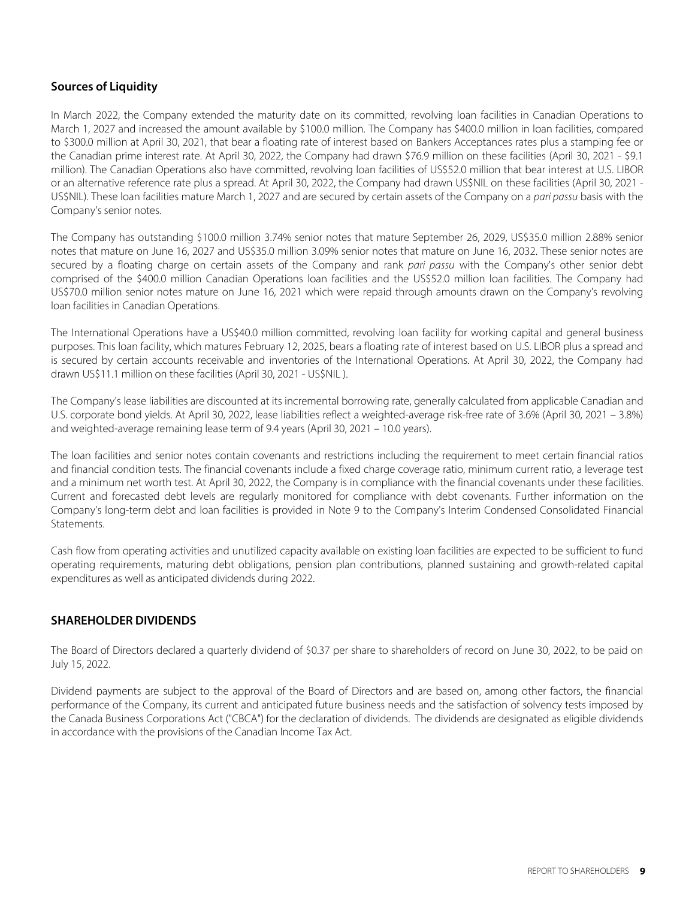## Sources of Liquidity

In March 2022, the Company extended the maturity date on its committed, revolving loan facilities in Canadian Operations to March 1, 2027 and increased the amount available by $100.0 million. The Company has $400.0 million in loan facilities, compared to $300.0 million at April 30, 2021, that bear a floating rate of interest based on Bankers Acceptances rates plus a stamping fee or the Canadian prime interest rate. At April 30, 2022, the Company had drawn $76.9 million on these facilities (April 30, 2021 - $9.1 million). The Canadian Operations also have committed, revolving loan facilities of US$52.0 million that bear interest at U.S. LIBOR or an alternative reference rate plus a spread. At April 30, 2022, the Company had drawn US$NIL on these facilities (April 30, 2021 - US$NIL). These loan facilities mature March 1, 2027 and are secured by certain assets of the Company on a *pari passu* basis with the Company's senior notes.

The Company has outstanding $100.0 million 3.74% senior notes that mature September 26, 2029, US$35.0 million 2.88% senior notes that mature on June 16, 2027 and US$35.0 million 3.09% senior notes that mature on June 16, 2032. These senior notes are secured by a floating charge on certain assets of the Company and rank *pari passu* with the Company's other senior debt comprised of the $400.0 million Canadian Operations loan facilities and the US$52.0 million loan facilities. The Company had US$70.0 million senior notes mature on June 16, 2021 which were repaid through amounts drawn on the Company's revolving loan facilities in Canadian Operations.

The International Operations have a US$40.0 million committed, revolving loan facility for working capital and general business purposes. This loan facility, which matures February 12, 2025, bears a floating rate of interest based on U.S. LIBOR plus a spread and is secured by certain accounts receivable and inventories of the International Operations. At April 30, 2022, the Company had drawn US$11.1 million on these facilities (April 30, 2021 - US$NIL ).

The Company's lease liabilities are discounted at its incremental borrowing rate, generally calculated from applicable Canadian and U.S. corporate bond yields. At April 30, 2022, lease liabilities reflect a weighted-average risk-free rate of 3.6% (April 30, 2021 – 3.8%) and weighted-average remaining lease term of 9.4 years (April 30, 2021 – 10.0 years).

The loan facilities and senior notes contain covenants and restrictions including the requirement to meet certain financial ratios and financial condition tests. The financial covenants include a fixed charge coverage ratio, minimum current ratio, a leverage test and a minimum net worth test. At April 30, 2022, the Company is in compliance with the financial covenants under these facilities. Current and forecasted debt levels are regularly monitored for compliance with debt covenants. Further information on the Company's long-term debt and loan facilities is provided in Note 9 to the Company's Interim Condensed Consolidated Financial Statements.

Cash flow from operating activities and unutilized capacity available on existing loan facilities are expected to be sufficient to fund operating requirements, maturing debt obligations, pension plan contributions, planned sustaining and growth-related capital expenditures as well as anticipated dividends during 2022.

## SHAREHOLDER DIVIDENDS

The Board of Directors declared a quarterly dividend of $0.37 per share to shareholders of record on June 30, 2022, to be paid on July 15, 2022.

Dividend payments are subject to the approval of the Board of Directors and are based on, among other factors, the financial performance of the Company, its current and anticipated future business needs and the satisfaction of solvency tests imposed by the Canada Business Corporations Act ("CBCA") for the declaration of dividends. The dividends are designated as eligible dividends in accordance with the provisions of the Canadian Income Tax Act.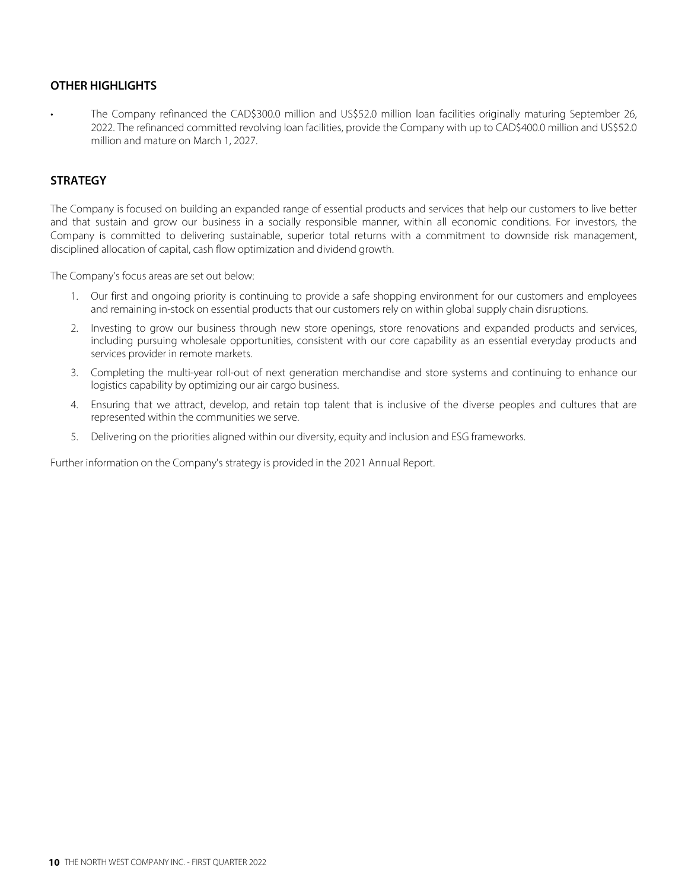## OTHER HIGHLIGHTS

- The Company refinanced the CAD$300.0 million and US$52.0 million loan facilities originally maturing September 26, 2022. The refinanced committed revolving loan facilities, provide the Company with up to CAD$400.0 million and US$52.0 million and mature on March 1, 2027.

## STRATEGY

The Company is focused on building an expanded range of essential products and services that help our customers to live better and that sustain and grow our business in a socially responsible manner, within all economic conditions. For investors, the Company is committed to delivering sustainable, superior total returns with a commitment to downside risk management, disciplined allocation of capital, cash flow optimization and dividend growth.

The Company's focus areas are set out below:

1. Our first and ongoing priority is continuing to provide a safe shopping environment for our customers and employees and remaining in-stock on essential products that our customers rely on within global supply chain disruptions.
2. Investing to grow our business through new store openings, store renovations and expanded products and services, including pursuing wholesale opportunities, consistent with our core capability as an essential everyday products and services provider in remote markets.
3. Completing the multi-year roll-out of next generation merchandise and store systems and continuing to enhance our logistics capability by optimizing our air cargo business.
4. Ensuring that we attract, develop, and retain top talent that is inclusive of the diverse peoples and cultures that are represented within the communities we serve.
5. Delivering on the priorities aligned within our diversity, equity and inclusion and ESG frameworks.

Further information on the Company's strategy is provided in the 2021 Annual Report.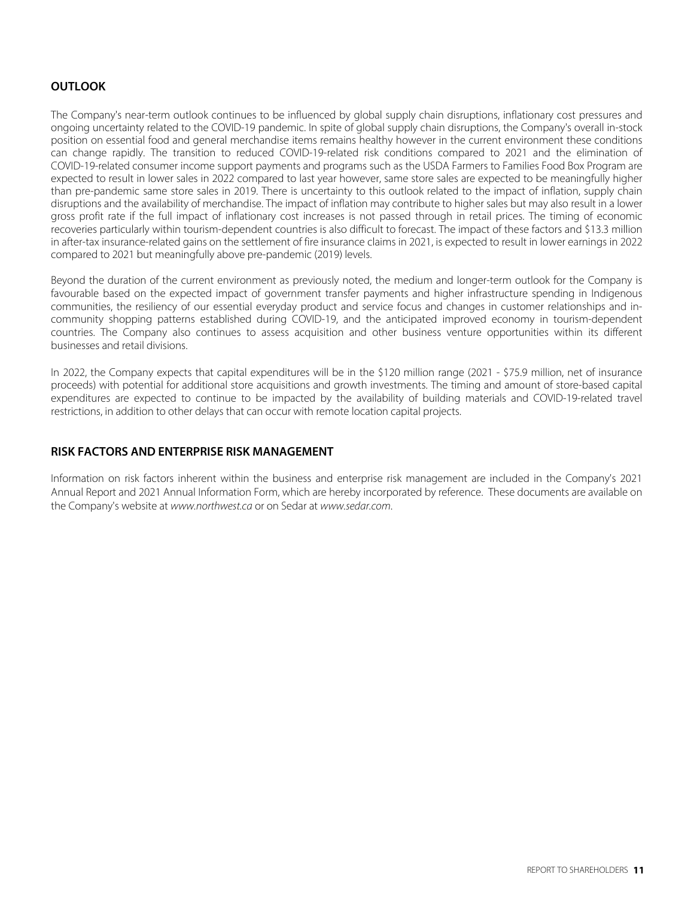## OUTLOOK

The Company's near-term outlook continues to be influenced by global supply chain disruptions, inflationary cost pressures and ongoing uncertainty related to the COVID-19 pandemic. In spite of global supply chain disruptions, the Company's overall in-stock position on essential food and general merchandise items remains healthy however in the current environment these conditions can change rapidly. The transition to reduced COVID-19-related risk conditions compared to 2021 and the elimination of COVID-19-related consumer income support payments and programs such as the USDA Farmers to Families Food Box Program are expected to result in lower sales in 2022 compared to last year however, same store sales are expected to be meaningfully higher than pre-pandemic same store sales in 2019. There is uncertainty to this outlook related to the impact of inflation, supply chain disruptions and the availability of merchandise. The impact of inflation may contribute to higher sales but may also result in a lower gross profit rate if the full impact of inflationary cost increases is not passed through in retail prices. The timing of economic recoveries particularly within tourism-dependent countries is also difficult to forecast. The impact of these factors and $13.3 million in after-tax insurance-related gains on the settlement of fire insurance claims in 2021, is expected to result in lower earnings in 2022 compared to 2021 but meaningfully above pre-pandemic (2019) levels.

Beyond the duration of the current environment as previously noted, the medium and longer-term outlook for the Company is favourable based on the expected impact of government transfer payments and higher infrastructure spending in Indigenous communities, the resiliency of our essential everyday product and service focus and changes in customer relationships and in-community shopping patterns established during COVID-19, and the anticipated improved economy in tourism-dependent countries. The Company also continues to assess acquisition and other business venture opportunities within its different businesses and retail divisions.

In 2022, the Company expects that capital expenditures will be in the $120 million range (2021 - $75.9 million, net of insurance proceeds) with potential for additional store acquisitions and growth investments. The timing and amount of store-based capital expenditures are expected to continue to be impacted by the availability of building materials and COVID-19-related travel restrictions, in addition to other delays that can occur with remote location capital projects.

## RISK FACTORS AND ENTERPRISE RISK MANAGEMENT

Information on risk factors inherent within the business and enterprise risk management are included in the Company's 2021 Annual Report and 2021 Annual Information Form, which are hereby incorporated by reference. These documents are available on the Company's website at *www.northwest.ca* or on Sedar at *www.sedar.com*.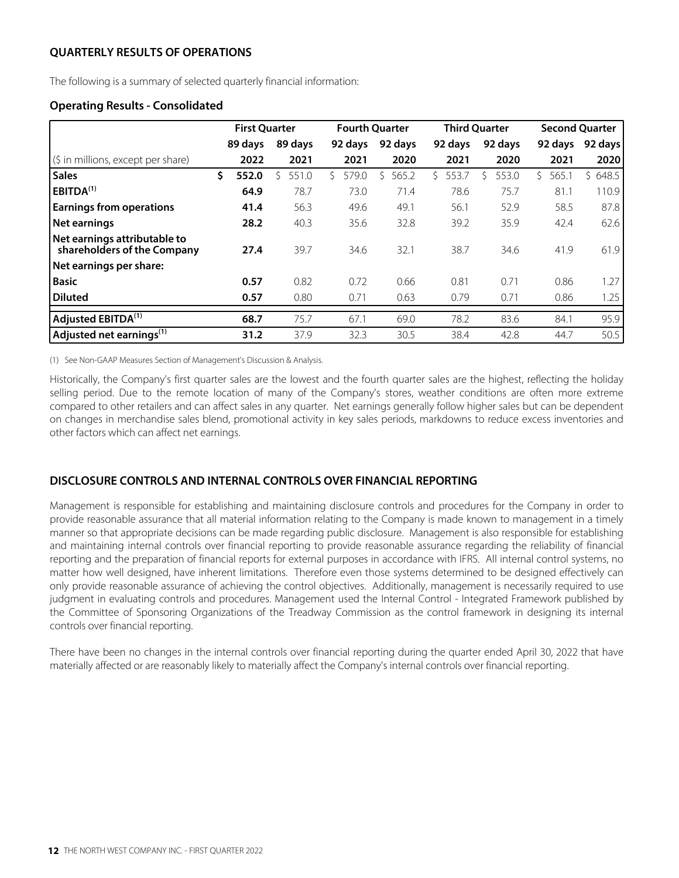## QUARTERLY RESULTS OF OPERATIONS

The following is a summary of selected quarterly financial information:

### Operating Results - Consolidated

| | First Quarter | | Fourth Quarter | | Third Quarter | | Second Quarter | |
|---|---|---|---|---|---|---|---|---|
| | 89 days | 89 days | 92 days | 92 days | 92 days | 92 days | 92 days | 92 days |
| ($ in millions, except per share) | 2022 | 2021 | 2021 | 2020 | 2021 | 2020 | 2021 | 2020 |
| **Sales** | **$ 552.0** | $ 551.0 | $ 579.0 | $ 565.2 | $ 553.7 | $ 553.0 | $ 565.1 | $ 648.5 |
| **EBITDA[1]** | **64.9** | 78.7 | 73.0 | 71.4 | 78.6 | 75.7 | 81.1 | 110.9 |
| **Earnings from operations** | **41.4** | 56.3 | 49.6 | 49.1 | 56.1 | 52.9 | 58.5 | 87.8 |
| **Net earnings** | **28.2** | 40.3 | 35.6 | 32.8 | 39.2 | 35.9 | 42.4 | 62.6 |
| **Net earnings attributable to shareholders of the Company** | **27.4** | 39.7 | 34.6 | 32.1 | 38.7 | 34.6 | 41.9 | 61.9 |
| **Net earnings per share:** | | | | | | | | |
| **Basic** | **0.57** | 0.82 | 0.72 | 0.66 | 0.81 | 0.71 | 0.86 | 1.27 |
| **Diluted** | **0.57** | 0.80 | 0.71 | 0.63 | 0.79 | 0.71 | 0.86 | 1.25 |
| **Adjusted EBITDA[1]** | **68.7** | 75.7 | 67.1 | 69.0 | 78.2 | 83.6 | 84.1 | 95.9 |
| **Adjusted net earnings[1]** | **31.2** | 37.9 | 32.3 | 30.5 | 38.4 | 42.8 | 44.7 | 50.5 |

(1) See Non-GAAP Measures Section of Management's Discussion & Analysis.

Historically, the Company's first quarter sales are the lowest and the fourth quarter sales are the highest, reflecting the holiday selling period. Due to the remote location of many of the Company's stores, weather conditions are often more extreme compared to other retailers and can affect sales in any quarter. Net earnings generally follow higher sales but can be dependent on changes in merchandise sales blend, promotional activity in key sales periods, markdowns to reduce excess inventories and other factors which can affect net earnings.

## DISCLOSURE CONTROLS AND INTERNAL CONTROLS OVER FINANCIAL REPORTING

Management is responsible for establishing and maintaining disclosure controls and procedures for the Company in order to provide reasonable assurance that all material information relating to the Company is made known to management in a timely manner so that appropriate decisions can be made regarding public disclosure. Management is also responsible for establishing and maintaining internal controls over financial reporting to provide reasonable assurance regarding the reliability of financial reporting and the preparation of financial reports for external purposes in accordance with IFRS. All internal control systems, no matter how well designed, have inherent limitations. Therefore even those systems determined to be designed effectively can only provide reasonable assurance of achieving the control objectives. Additionally, management is necessarily required to use judgment in evaluating controls and procedures. Management used the Internal Control - Integrated Framework published by the Committee of Sponsoring Organizations of the Treadway Commission as the control framework in designing its internal controls over financial reporting.

There have been no changes in the internal controls over financial reporting during the quarter ended April 30, 2022 that have materially affected or are reasonably likely to materially affect the Company's internal controls over financial reporting.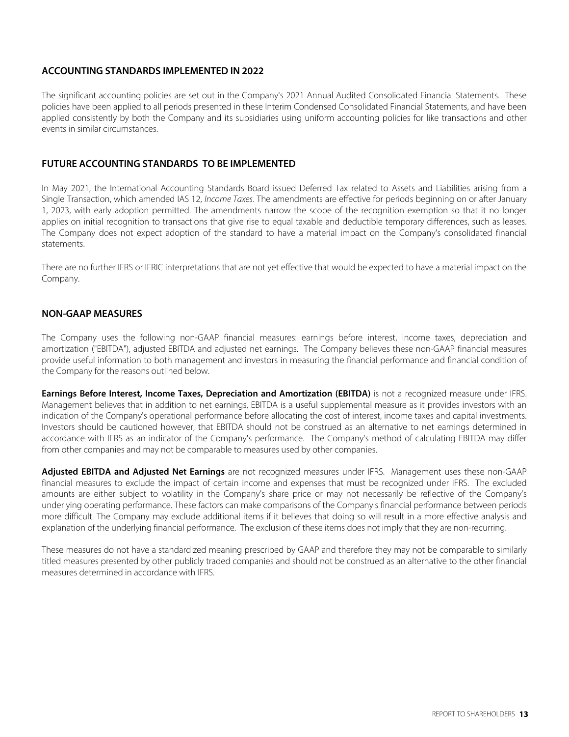## ACCOUNTING STANDARDS IMPLEMENTED IN 2022

The significant accounting policies are set out in the Company's 2021 Annual Audited Consolidated Financial Statements. These policies have been applied to all periods presented in these Interim Condensed Consolidated Financial Statements, and have been applied consistently by both the Company and its subsidiaries using uniform accounting policies for like transactions and other events in similar circumstances.

## FUTURE ACCOUNTING STANDARDS TO BE IMPLEMENTED

In May 2021, the International Accounting Standards Board issued Deferred Tax related to Assets and Liabilities arising from a Single Transaction, which amended IAS 12, *Income Taxes*. The amendments are effective for periods beginning on or after January 1, 2023, with early adoption permitted. The amendments narrow the scope of the recognition exemption so that it no longer applies on initial recognition to transactions that give rise to equal taxable and deductible temporary differences, such as leases. The Company does not expect adoption of the standard to have a material impact on the Company's consolidated financial statements.

There are no further IFRS or IFRIC interpretations that are not yet effective that would be expected to have a material impact on the Company.

## NON-GAAP MEASURES

The Company uses the following non-GAAP financial measures: earnings before interest, income taxes, depreciation and amortization ("EBITDA"), adjusted EBITDA and adjusted net earnings. The Company believes these non-GAAP financial measures provide useful information to both management and investors in measuring the financial performance and financial condition of the Company for the reasons outlined below.

**Earnings Before Interest, Income Taxes, Depreciation and Amortization (EBITDA)** is not a recognized measure under IFRS. Management believes that in addition to net earnings, EBITDA is a useful supplemental measure as it provides investors with an indication of the Company's operational performance before allocating the cost of interest, income taxes and capital investments. Investors should be cautioned however, that EBITDA should not be construed as an alternative to net earnings determined in accordance with IFRS as an indicator of the Company's performance. The Company's method of calculating EBITDA may differ from other companies and may not be comparable to measures used by other companies.

**Adjusted EBITDA and Adjusted Net Earnings** are not recognized measures under IFRS. Management uses these non-GAAP financial measures to exclude the impact of certain income and expenses that must be recognized under IFRS. The excluded amounts are either subject to volatility in the Company's share price or may not necessarily be reflective of the Company's underlying operating performance. These factors can make comparisons of the Company's financial performance between periods more difficult. The Company may exclude additional items if it believes that doing so will result in a more effective analysis and explanation of the underlying financial performance. The exclusion of these items does not imply that they are non-recurring.

These measures do not have a standardized meaning prescribed by GAAP and therefore they may not be comparable to similarly titled measures presented by other publicly traded companies and should not be construed as an alternative to the other financial measures determined in accordance with IFRS.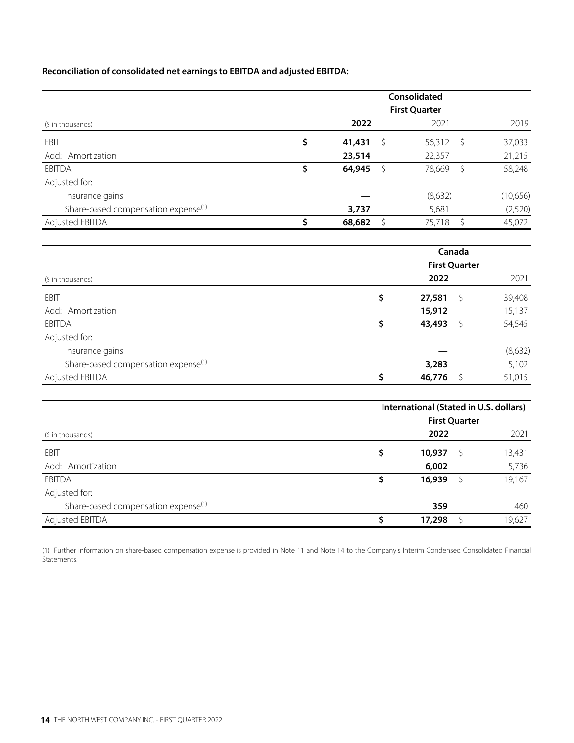**Reconciliation of consolidated net earnings to EBITDA and adjusted EBITDA:**

| | Consolidated | | |
|---|---|---|---|
| | First Quarter | | |
| ($ in thousands) | **2022** | 2021 | 2019 |
| EBIT | **$ 41,431** | $ 56,312 | $ 37,033 |
| Add: Amortization | **23,514** | 22,357 | 21,215 |
| EBITDA | **$ 64,945** | $ 78,669 | $ 58,248 |
| Adjusted for: | | | |
| Insurance gains | **—** | (8,632) | (10,656) |
| Share-based compensation expense[1] | **3,737** | 5,681 | (2,520) |
| Adjusted EBITDA | **$ 68,682** | $ 75,718 | $ 45,072 |

| | Canada | |
|---|---|---|
| | First Quarter | |
| ($ in thousands) | **2022** | 2021 |
| EBIT | **$ 27,581** | $ 39,408 |
| Add: Amortization | **15,912** | 15,137 |
| EBITDA | **$ 43,493** | $ 54,545 |
| Adjusted for: | | |
| Insurance gains | **—** | (8,632) |
| Share-based compensation expense[1] | **3,283** | 5,102 |
| Adjusted EBITDA | **$ 46,776** | $ 51,015 |

| | International (Stated in U.S. dollars) | |
|---|---|---|
| | First Quarter | |
| ($ in thousands) | **2022** | 2021 |
| EBIT | **$ 10,937** | $ 13,431 |
| Add: Amortization | **6,002** | 5,736 |
| EBITDA | **$ 16,939** | $ 19,167 |
| Adjusted for: | | |
| Share-based compensation expense[1] | **359** | 460 |
| Adjusted EBITDA | **$ 17,298** | $ 19,627 |

(1) Further information on share-based compensation expense is provided in Note 11 and Note 14 to the Company's Interim Condensed Consolidated Financial Statements.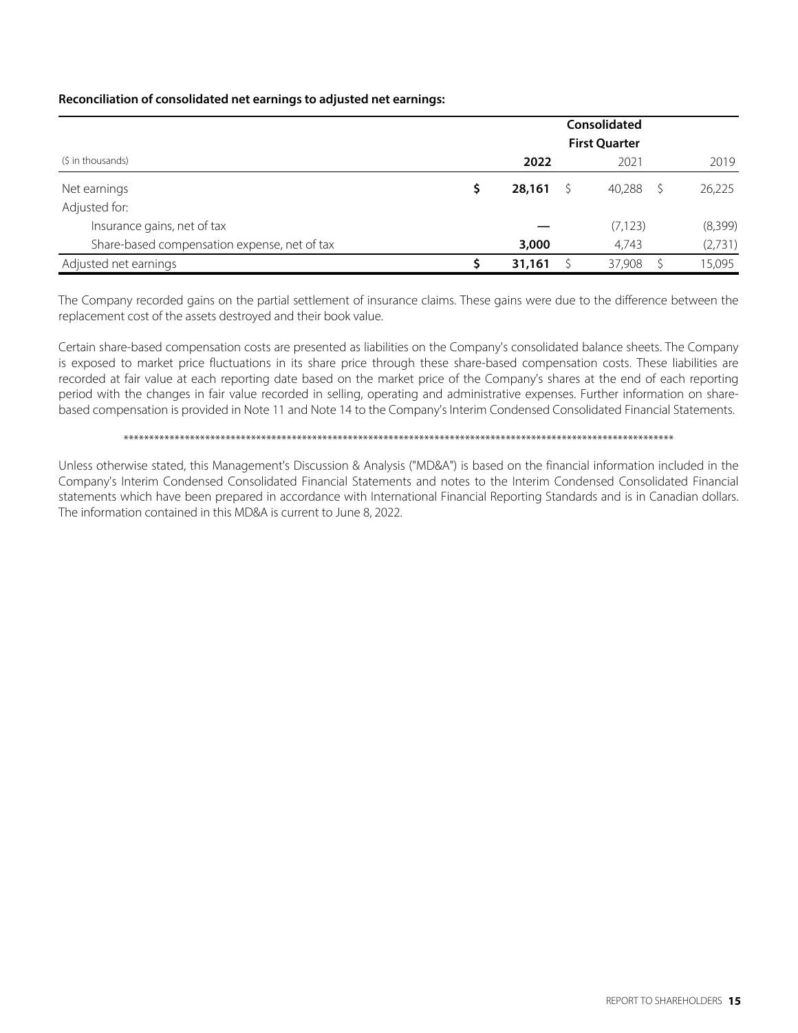**Reconciliation of consolidated net earnings to adjusted net earnings:**

| | Consolidated | | |
|---|---|---|---|
| | First Quarter | | |
| ($ in thousands) | **2022** | 2021 | 2019 |
| Net earnings | **$ 28,161** | $ 40,288 | $ 26,225 |
| Adjusted for: | | | |
| Insurance gains, net of tax | **—** | (7,123) | (8,399) |
| Share-based compensation expense, net of tax | **3,000** | 4,743 | (2,731) |
| Adjusted net earnings | **$ 31,161** | $ 37,908 | $ 15,095 |

The Company recorded gains on the partial settlement of insurance claims. These gains were due to the difference between the replacement cost of the assets destroyed and their book value.

Certain share-based compensation costs are presented as liabilities on the Company's consolidated balance sheets. The Company is exposed to market price fluctuations in its share price through these share-based compensation costs. These liabilities are recorded at fair value at each reporting date based on the market price of the Company's shares at the end of each reporting period with the changes in fair value recorded in selling, operating and administrative expenses. Further information on share-based compensation is provided in Note 11 and Note 14 to the Company's Interim Condensed Consolidated Financial Statements.

**************************************************************************************************************

Unless otherwise stated, this Management's Discussion & Analysis ("MD&A") is based on the financial information included in the Company's Interim Condensed Consolidated Financial Statements and notes to the Interim Condensed Consolidated Financial statements which have been prepared in accordance with International Financial Reporting Standards and is in Canadian dollars. The information contained in this MD&A is current to June 8, 2022.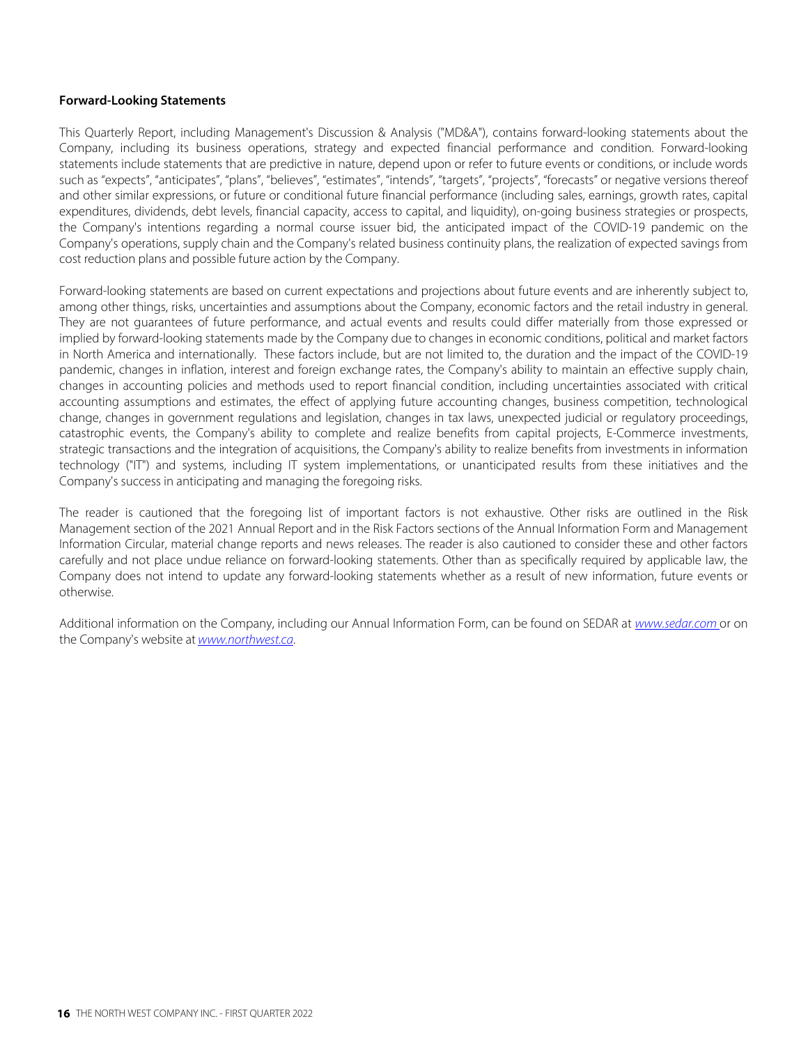**Forward-Looking Statements**

This Quarterly Report, including Management's Discussion & Analysis ("MD&A"), contains forward-looking statements about the Company, including its business operations, strategy and expected financial performance and condition. Forward-looking statements include statements that are predictive in nature, depend upon or refer to future events or conditions, or include words such as "expects", "anticipates", "plans", "believes", "estimates", "intends", "targets", "projects", "forecasts" or negative versions thereof and other similar expressions, or future or conditional future financial performance (including sales, earnings, growth rates, capital expenditures, dividends, debt levels, financial capacity, access to capital, and liquidity), on-going business strategies or prospects, the Company's intentions regarding a normal course issuer bid, the anticipated impact of the COVID-19 pandemic on the Company's operations, supply chain and the Company's related business continuity plans, the realization of expected savings from cost reduction plans and possible future action by the Company.

Forward-looking statements are based on current expectations and projections about future events and are inherently subject to, among other things, risks, uncertainties and assumptions about the Company, economic factors and the retail industry in general. They are not guarantees of future performance, and actual events and results could differ materially from those expressed or implied by forward-looking statements made by the Company due to changes in economic conditions, political and market factors in North America and internationally. These factors include, but are not limited to, the duration and the impact of the COVID-19 pandemic, changes in inflation, interest and foreign exchange rates, the Company's ability to maintain an effective supply chain, changes in accounting policies and methods used to report financial condition, including uncertainties associated with critical accounting assumptions and estimates, the effect of applying future accounting changes, business competition, technological change, changes in government regulations and legislation, changes in tax laws, unexpected judicial or regulatory proceedings, catastrophic events, the Company's ability to complete and realize benefits from capital projects, E-Commerce investments, strategic transactions and the integration of acquisitions, the Company's ability to realize benefits from investments in information technology ("IT") and systems, including IT system implementations, or unanticipated results from these initiatives and the Company's success in anticipating and managing the foregoing risks.

The reader is cautioned that the foregoing list of important factors is not exhaustive. Other risks are outlined in the Risk Management section of the 2021 Annual Report and in the Risk Factors sections of the Annual Information Form and Management Information Circular, material change reports and news releases. The reader is also cautioned to consider these and other factors carefully and not place undue reliance on forward-looking statements. Other than as specifically required by applicable law, the Company does not intend to update any forward-looking statements whether as a result of new information, future events or otherwise.

Additional information on the Company, including our Annual Information Form, can be found on SEDAR at *www.sedar.com* or on the Company's website at *www.northwest.ca*.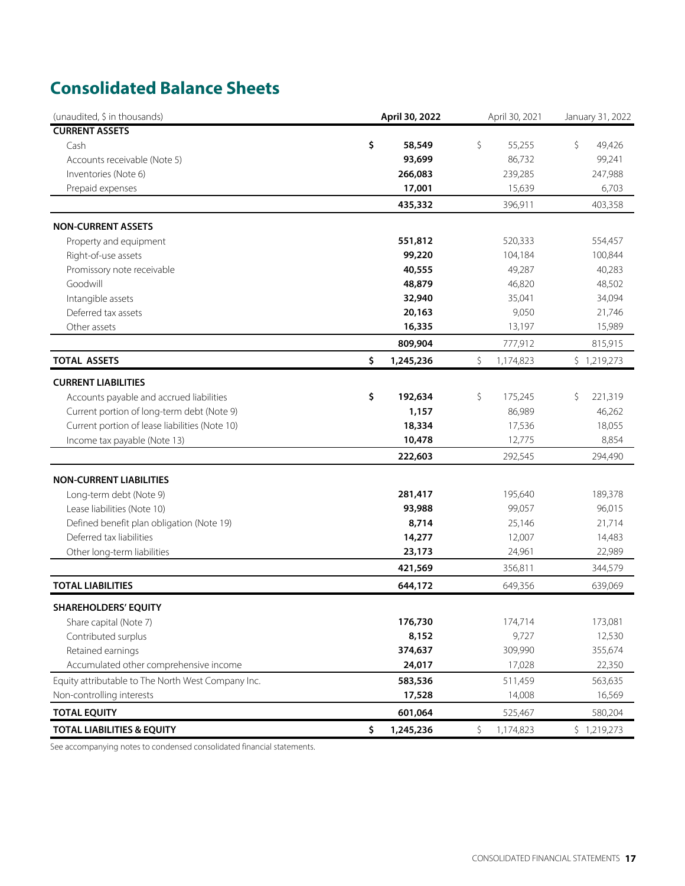# Consolidated Balance Sheets

| (unaudited, $ in thousands) | April 30, 2022 | April 30, 2021 | January 31, 2022 |
|---|---|---|---|
| **CURRENT ASSETS** | | | |
| Cash | **$ 58,549** | $ 55,255 | $ 49,426 |
| Accounts receivable (Note 5) | **93,699** | 86,732 | 99,241 |
| Inventories (Note 6) | **266,083** | 239,285 | 247,988 |
| Prepaid expenses | **17,001** | 15,639 | 6,703 |
| | **435,332** | 396,911 | 403,358 |
| **NON-CURRENT ASSETS** | | | |
| Property and equipment | **551,812** | 520,333 | 554,457 |
| Right-of-use assets | **99,220** | 104,184 | 100,844 |
| Promissory note receivable | **40,555** | 49,287 | 40,283 |
| Goodwill | **48,879** | 46,820 | 48,502 |
| Intangible assets | **32,940** | 35,041 | 34,094 |
| Deferred tax assets | **20,163** | 9,050 | 21,746 |
| Other assets | **16,335** | 13,197 | 15,989 |
| | **809,904** | 777,912 | 815,915 |
| **TOTAL ASSETS** | **$ 1,245,236** | $ 1,174,823 | $ 1,219,273 |
| **CURRENT LIABILITIES** | | | |
| Accounts payable and accrued liabilities | **$ 192,634** | $ 175,245 | $ 221,319 |
| Current portion of long-term debt (Note 9) | **1,157** | 86,989 | 46,262 |
| Current portion of lease liabilities (Note 10) | **18,334** | 17,536 | 18,055 |
| Income tax payable (Note 13) | **10,478** | 12,775 | 8,854 |
| | **222,603** | 292,545 | 294,490 |
| **NON-CURRENT LIABILITIES** | | | |
| Long-term debt (Note 9) | **281,417** | 195,640 | 189,378 |
| Lease liabilities (Note 10) | **93,988** | 99,057 | 96,015 |
| Defined benefit plan obligation (Note 19) | **8,714** | 25,146 | 21,714 |
| Deferred tax liabilities | **14,277** | 12,007 | 14,483 |
| Other long-term liabilities | **23,173** | 24,961 | 22,989 |
| | **421,569** | 356,811 | 344,579 |
| **TOTAL LIABILITIES** | **644,172** | 649,356 | 639,069 |
| **SHAREHOLDERS' EQUITY** | | | |
| Share capital (Note 7) | **176,730** | 174,714 | 173,081 |
| Contributed surplus | **8,152** | 9,727 | 12,530 |
| Retained earnings | **374,637** | 309,990 | 355,674 |
| Accumulated other comprehensive income | **24,017** | 17,028 | 22,350 |
| Equity attributable to The North West Company Inc. | **583,536** | 511,459 | 563,635 |
| Non-controlling interests | **17,528** | 14,008 | 16,569 |
| **TOTAL EQUITY** | **601,064** | 525,467 | 580,204 |
| **TOTAL LIABILITIES & EQUITY** | **$ 1,245,236** | $ 1,174,823 | $ 1,219,273 |

See accompanying notes to condensed consolidated financial statements.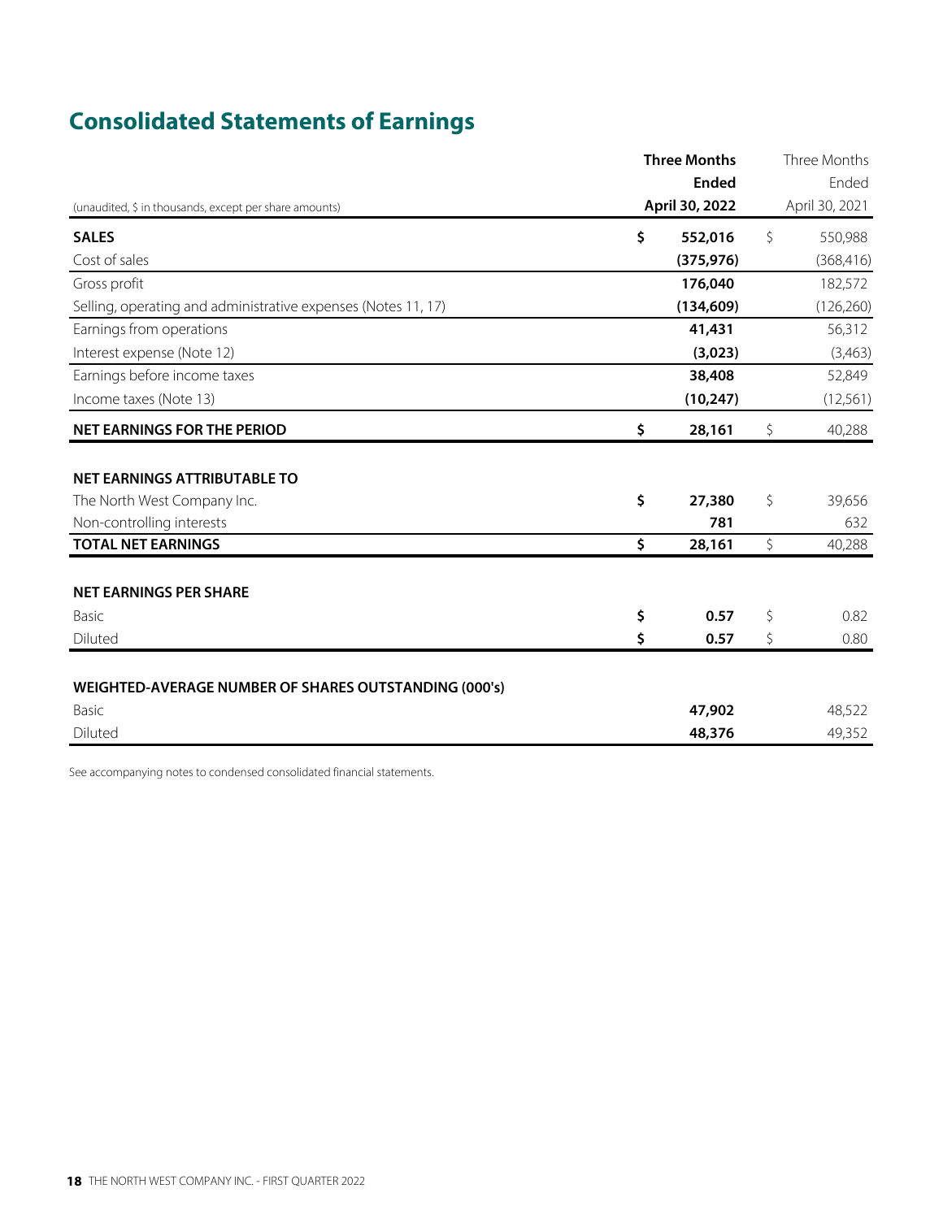# Consolidated Statements of Earnings

| (unaudited, $ in thousands, except per share amounts) | **Three Months Ended April 30, 2022** | Three Months Ended April 30, 2021 |
|---|---|---|
| **SALES** | **$ 552,016** | $ 550,988 |
| Cost of sales | **(375,976)** | (368,416) |
| Gross profit | **176,040** | 182,572 |
| Selling, operating and administrative expenses (Notes 11, 17) | **(134,609)** | (126,260) |
| Earnings from operations | **41,431** | 56,312 |
| Interest expense (Note 12) | **(3,023)** | (3,463) |
| Earnings before income taxes | **38,408** | 52,849 |
| Income taxes (Note 13) | **(10,247)** | (12,561) |
| **NET EARNINGS FOR THE PERIOD** | **$ 28,161** | $ 40,288 |
| | | |
| **NET EARNINGS ATTRIBUTABLE TO** | | |
| The North West Company Inc. | **$ 27,380** | $ 39,656 |
| Non-controlling interests | **781** | 632 |
| **TOTAL NET EARNINGS** | **$ 28,161** | $ 40,288 |
| | | |
| **NET EARNINGS PER SHARE** | | |
| Basic | **$ 0.57** | $ 0.82 |
| Diluted | **$ 0.57** | $ 0.80 |
| | | |
| **WEIGHTED-AVERAGE NUMBER OF SHARES OUTSTANDING (000's)** | | |
| Basic | **47,902** | 48,522 |
| Diluted | **48,376** | 49,352 |

See accompanying notes to condensed consolidated financial statements.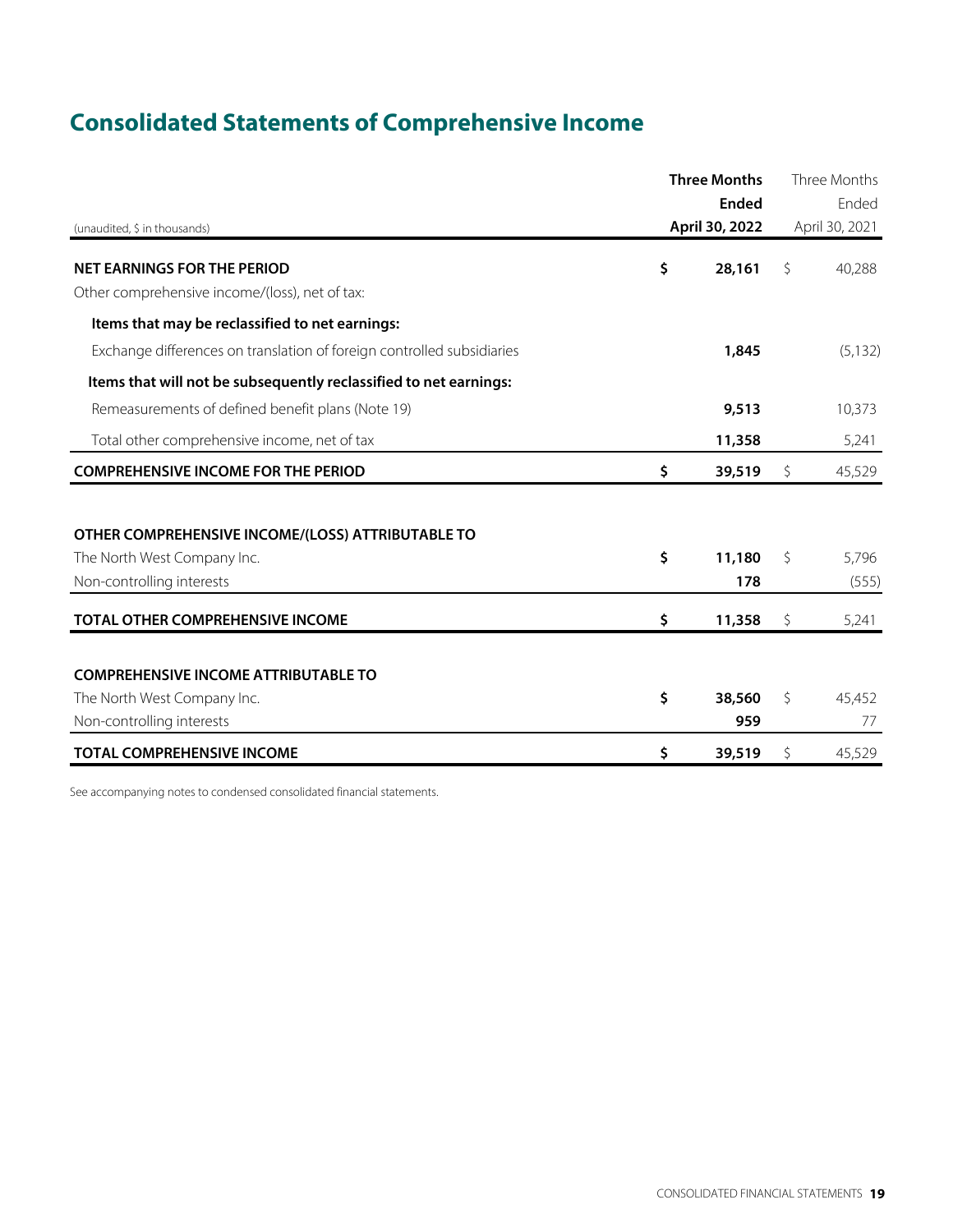# Consolidated Statements of Comprehensive Income

| (unaudited, $ in thousands) | Three Months Ended April 30, 2022 | Three Months Ended April 30, 2021 |
|---|---|---|
| **NET EARNINGS FOR THE PERIOD** | **$ 28,161** | $ 40,288 |
| Other comprehensive income/(loss), net of tax: | | |
| **Items that may be reclassified to net earnings:** | | |
| Exchange differences on translation of foreign controlled subsidiaries | **1,845** | (5,132) |
| **Items that will not be subsequently reclassified to net earnings:** | | |
| Remeasurements of defined benefit plans (Note 19) | **9,513** | 10,373 |
| Total other comprehensive income, net of tax | **11,358** | 5,241 |
| **COMPREHENSIVE INCOME FOR THE PERIOD** | **$ 39,519** | $ 45,529 |
| | | |
| **OTHER COMPREHENSIVE INCOME/(LOSS) ATTRIBUTABLE TO** | | |
| The North West Company Inc. | **$ 11,180** | $ 5,796 |
| Non-controlling interests | **178** | (555) |
| **TOTAL OTHER COMPREHENSIVE INCOME** | **$ 11,358** | $ 5,241 |
| | | |
| **COMPREHENSIVE INCOME ATTRIBUTABLE TO** | | |
| The North West Company Inc. | **$ 38,560** | $ 45,452 |
| Non-controlling interests | **959** | 77 |
| **TOTAL COMPREHENSIVE INCOME** | **$ 39,519** | $ 45,529 |

See accompanying notes to condensed consolidated financial statements.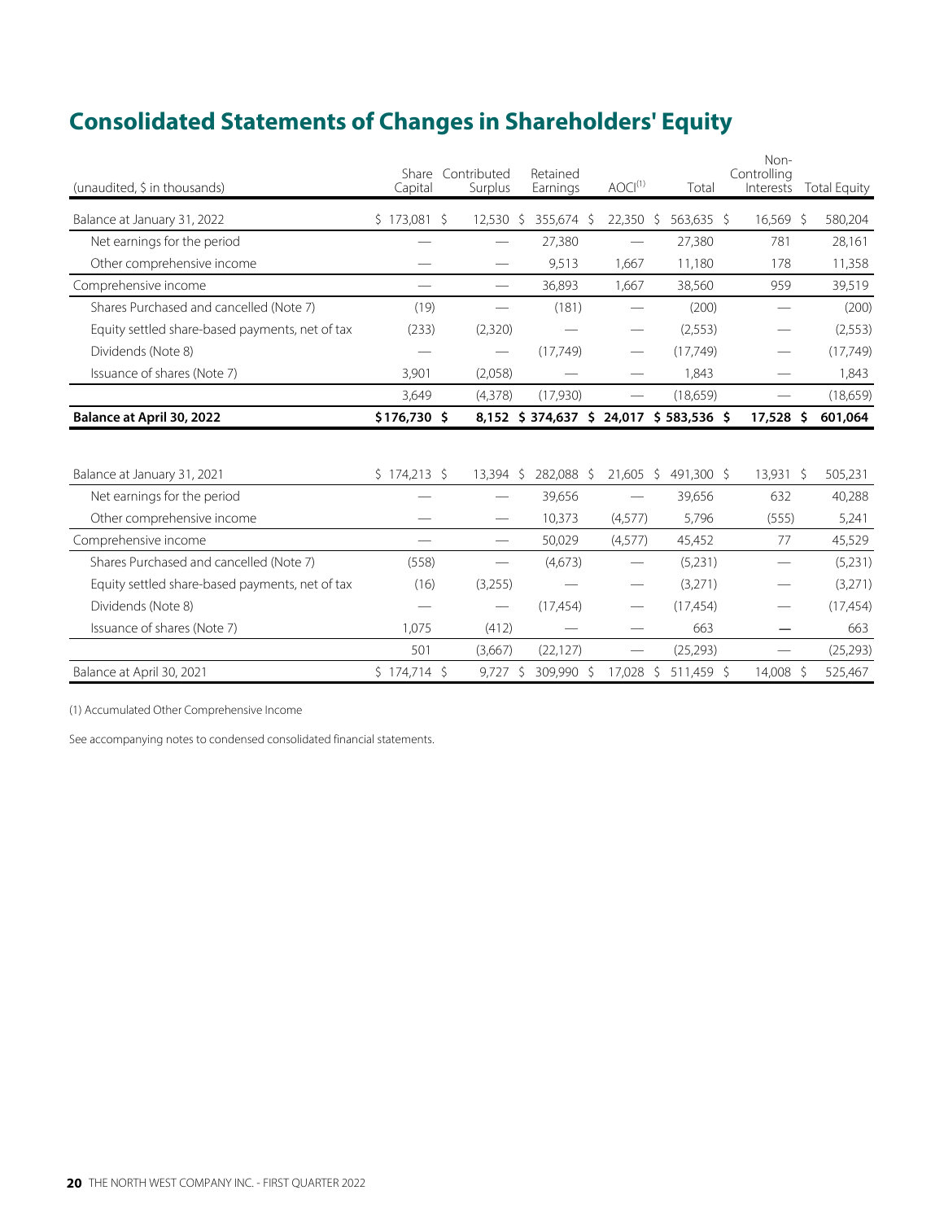# Consolidated Statements of Changes in Shareholders' Equity

| (unaudited, $ in thousands) | Share Capital | Contributed Surplus | Retained Earnings | AOCI[(1)] | Total | Non-Controlling Interests | Total Equity |
|---|---|---|---|---|---|---|---|
| Balance at January 31, 2022 | $ 173,081 | $ 12,530 | $ 355,674 | $ 22,350 | $ 563,635 | $ 16,569 | $ 580,204 |
| Net earnings for the period | — | — | 27,380 | — | 27,380 | 781 | 28,161 |
| Other comprehensive income | — | — | 9,513 | 1,667 | 11,180 | 178 | 11,358 |
| Comprehensive income | — | — | 36,893 | 1,667 | 38,560 | 959 | 39,519 |
| Shares Purchased and cancelled (Note 7) | (19) | — | (181) | — | (200) | — | (200) |
| Equity settled share-based payments, net of tax | (233) | (2,320) | — | — | (2,553) | — | (2,553) |
| Dividends (Note 8) | — | — | (17,749) | — | (17,749) | — | (17,749) |
| Issuance of shares (Note 7) | 3,901 | (2,058) | — | — | 1,843 | — | 1,843 |
| | 3,649 | (4,378) | (17,930) | — | (18,659) | — | (18,659) |
| **Balance at April 30, 2022** | **$176,730** | **$ 8,152** | **$ 374,637** | **$ 24,017** | **$ 583,536** | **$ 17,528** | **$ 601,064** |
| | | | | | | | |
| Balance at January 31, 2021 | $ 174,213 | $ 13,394 | $ 282,088 | $ 21,605 | $ 491,300 | $ 13,931 | $ 505,231 |
| Net earnings for the period | — | — | 39,656 | — | 39,656 | 632 | 40,288 |
| Other comprehensive income | — | — | 10,373 | (4,577) | 5,796 | (555) | 5,241 |
| Comprehensive income | — | — | 50,029 | (4,577) | 45,452 | 77 | 45,529 |
| Shares Purchased and cancelled (Note 7) | (558) | — | (4,673) | — | (5,231) | — | (5,231) |
| Equity settled share-based payments, net of tax | (16) | (3,255) | — | — | (3,271) | — | (3,271) |
| Dividends (Note 8) | — | — | (17,454) | — | (17,454) | — | (17,454) |
| Issuance of shares (Note 7) | 1,075 | (412) | — | — | 663 | — | 663 |
| | 501 | (3,667) | (22,127) | — | (25,293) | — | (25,293) |
| Balance at April 30, 2021 | $ 174,714 | $ 9,727 | $ 309,990 | $ 17,028 | $ 511,459 | $ 14,008 | $ 525,467 |

(1) Accumulated Other Comprehensive Income

See accompanying notes to condensed consolidated financial statements.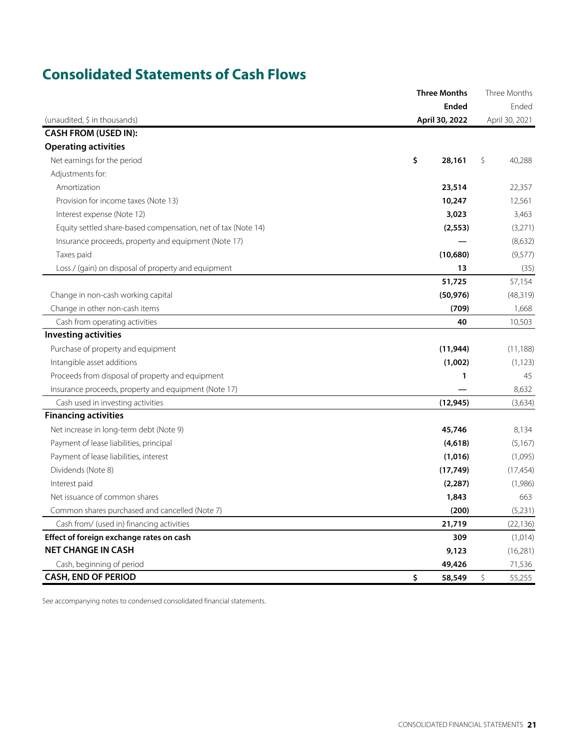# Consolidated Statements of Cash Flows

| (unaudited, $ in thousands) | Three Months Ended April 30, 2022 | Three Months Ended April 30, 2021 |
|---|---|---|
| **CASH FROM (USED IN):** | | |
| **Operating activities** | | |
| Net earnings for the period | **$ 28,161** | $ 40,288 |
| Adjustments for: | | |
| Amortization | **23,514** | 22,357 |
| Provision for income taxes (Note 13) | **10,247** | 12,561 |
| Interest expense (Note 12) | **3,023** | 3,463 |
| Equity settled share-based compensation, net of tax (Note 14) | **(2,553)** | (3,271) |
| Insurance proceeds, property and equipment (Note 17) | **—** | (8,632) |
| Taxes paid | **(10,680)** | (9,577) |
| Loss / (gain) on disposal of property and equipment | **13** | (35) |
| | **51,725** | 57,154 |
| Change in non-cash working capital | **(50,976)** | (48,319) |
| Change in other non-cash items | **(709)** | 1,668 |
| Cash from operating activities | **40** | 10,503 |
| **Investing activities** | | |
| Purchase of property and equipment | **(11,944)** | (11,188) |
| Intangible asset additions | **(1,002)** | (1,123) |
| Proceeds from disposal of property and equipment | **1** | 45 |
| Insurance proceeds, property and equipment (Note 17) | **—** | 8,632 |
| Cash used in investing activities | **(12,945)** | (3,634) |
| **Financing activities** | | |
| Net increase in long-term debt (Note 9) | **45,746** | 8,134 |
| Payment of lease liabilities, principal | **(4,618)** | (5,167) |
| Payment of lease liabilities, interest | **(1,016)** | (1,095) |
| Dividends (Note 8) | **(17,749)** | (17,454) |
| Interest paid | **(2,287)** | (1,986) |
| Net issuance of common shares | **1,843** | 663 |
| Common shares purchased and cancelled (Note 7) | **(200)** | (5,231) |
| Cash from/ (used in) financing activities | **21,719** | (22,136) |
| **Effect of foreign exchange rates on cash** | **309** | (1,014) |
| **NET CHANGE IN CASH** | **9,123** | (16,281) |
| Cash, beginning of period | **49,426** | 71,536 |
| **CASH, END OF PERIOD** | **$ 58,549** | $ 55,255 |

See accompanying notes to condensed consolidated financial statements.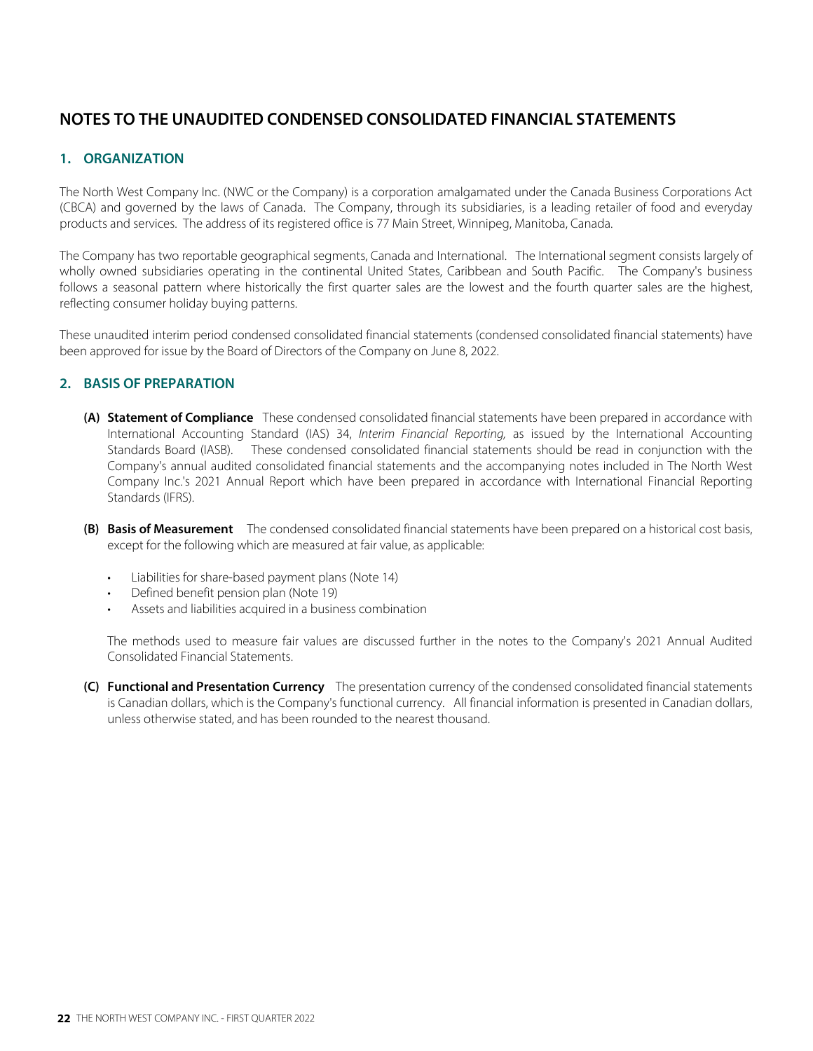# NOTES TO THE UNAUDITED CONDENSED CONSOLIDATED FINANCIAL STATEMENTS

## 1. ORGANIZATION

The North West Company Inc. (NWC or the Company) is a corporation amalgamated under the Canada Business Corporations Act (CBCA) and governed by the laws of Canada. The Company, through its subsidiaries, is a leading retailer of food and everyday products and services. The address of its registered office is 77 Main Street, Winnipeg, Manitoba, Canada.

The Company has two reportable geographical segments, Canada and International. The International segment consists largely of wholly owned subsidiaries operating in the continental United States, Caribbean and South Pacific. The Company's business follows a seasonal pattern where historically the first quarter sales are the lowest and the fourth quarter sales are the highest, reflecting consumer holiday buying patterns.

These unaudited interim period condensed consolidated financial statements (condensed consolidated financial statements) have been approved for issue by the Board of Directors of the Company on June 8, 2022.

## 2. BASIS OF PREPARATION

**(A) Statement of Compliance** These condensed consolidated financial statements have been prepared in accordance with International Accounting Standard (IAS) 34, *Interim Financial Reporting,* as issued by the International Accounting Standards Board (IASB). These condensed consolidated financial statements should be read in conjunction with the Company's annual audited consolidated financial statements and the accompanying notes included in The North West Company Inc.'s 2021 Annual Report which have been prepared in accordance with International Financial Reporting Standards (IFRS).

**(B) Basis of Measurement** The condensed consolidated financial statements have been prepared on a historical cost basis, except for the following which are measured at fair value, as applicable:

- Liabilities for share-based payment plans (Note 14)
- Defined benefit pension plan (Note 19)
- Assets and liabilities acquired in a business combination

The methods used to measure fair values are discussed further in the notes to the Company's 2021 Annual Audited Consolidated Financial Statements.

**(C) Functional and Presentation Currency** The presentation currency of the condensed consolidated financial statements is Canadian dollars, which is the Company's functional currency. All financial information is presented in Canadian dollars, unless otherwise stated, and has been rounded to the nearest thousand.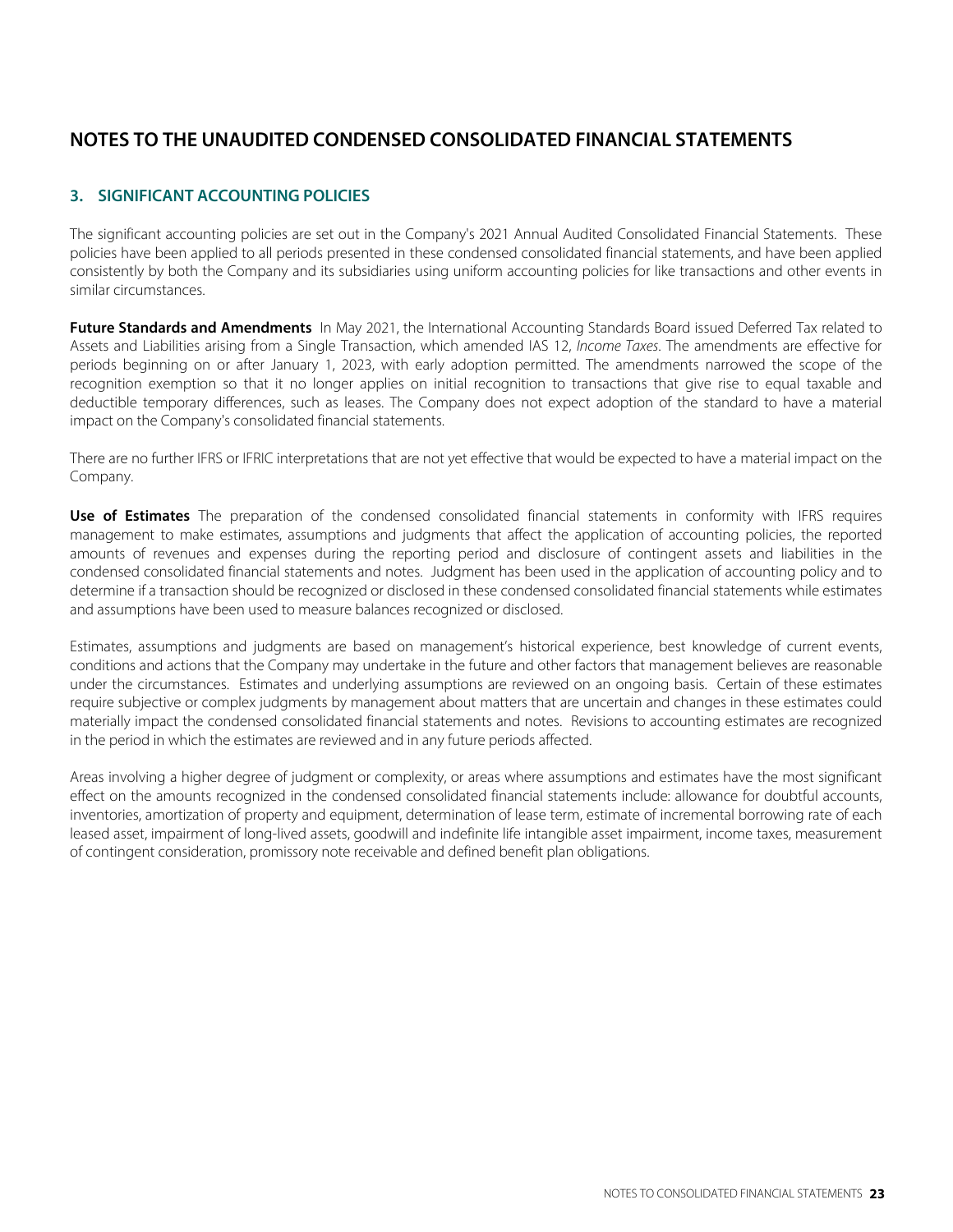# NOTES TO THE UNAUDITED CONDENSED CONSOLIDATED FINANCIAL STATEMENTS

## 3. SIGNIFICANT ACCOUNTING POLICIES

The significant accounting policies are set out in the Company's 2021 Annual Audited Consolidated Financial Statements. These policies have been applied to all periods presented in these condensed consolidated financial statements, and have been applied consistently by both the Company and its subsidiaries using uniform accounting policies for like transactions and other events in similar circumstances.

**Future Standards and Amendments** In May 2021, the International Accounting Standards Board issued Deferred Tax related to Assets and Liabilities arising from a Single Transaction, which amended IAS 12, *Income Taxes*. The amendments are effective for periods beginning on or after January 1, 2023, with early adoption permitted. The amendments narrowed the scope of the recognition exemption so that it no longer applies on initial recognition to transactions that give rise to equal taxable and deductible temporary differences, such as leases. The Company does not expect adoption of the standard to have a material impact on the Company's consolidated financial statements.

There are no further IFRS or IFRIC interpretations that are not yet effective that would be expected to have a material impact on the Company.

**Use of Estimates** The preparation of the condensed consolidated financial statements in conformity with IFRS requires management to make estimates, assumptions and judgments that affect the application of accounting policies, the reported amounts of revenues and expenses during the reporting period and disclosure of contingent assets and liabilities in the condensed consolidated financial statements and notes. Judgment has been used in the application of accounting policy and to determine if a transaction should be recognized or disclosed in these condensed consolidated financial statements while estimates and assumptions have been used to measure balances recognized or disclosed.

Estimates, assumptions and judgments are based on management's historical experience, best knowledge of current events, conditions and actions that the Company may undertake in the future and other factors that management believes are reasonable under the circumstances. Estimates and underlying assumptions are reviewed on an ongoing basis. Certain of these estimates require subjective or complex judgments by management about matters that are uncertain and changes in these estimates could materially impact the condensed consolidated financial statements and notes. Revisions to accounting estimates are recognized in the period in which the estimates are reviewed and in any future periods affected.

Areas involving a higher degree of judgment or complexity, or areas where assumptions and estimates have the most significant effect on the amounts recognized in the condensed consolidated financial statements include: allowance for doubtful accounts, inventories, amortization of property and equipment, determination of lease term, estimate of incremental borrowing rate of each leased asset, impairment of long-lived assets, goodwill and indefinite life intangible asset impairment, income taxes, measurement of contingent consideration, promissory note receivable and defined benefit plan obligations.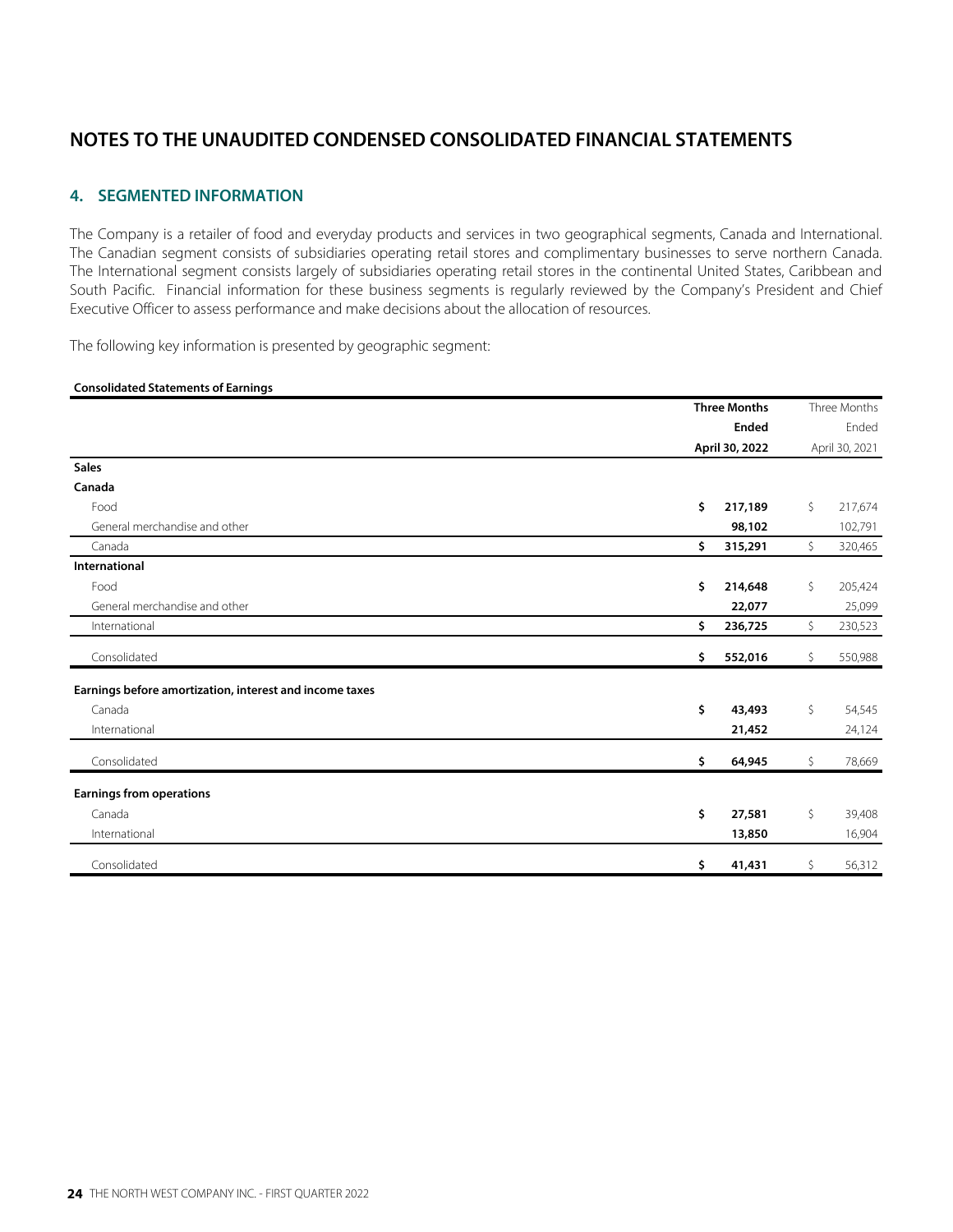# NOTES TO THE UNAUDITED CONDENSED CONSOLIDATED FINANCIAL STATEMENTS

## 4. SEGMENTED INFORMATION

The Company is a retailer of food and everyday products and services in two geographical segments, Canada and International. The Canadian segment consists of subsidiaries operating retail stores and complimentary businesses to serve northern Canada. The International segment consists largely of subsidiaries operating retail stores in the continental United States, Caribbean and South Pacific. Financial information for these business segments is regularly reviewed by the Company's President and Chief Executive Officer to assess performance and make decisions about the allocation of resources.

The following key information is presented by geographic segment:

**Consolidated Statements of Earnings**

| | **Three Months Ended April 30, 2022** | Three Months Ended April 30, 2021 |
|---|---|---|
| **Sales** | | |
| **Canada** | | |
| Food | **$ 217,189** | $ 217,674 |
| General merchandise and other | **98,102** | 102,791 |
| Canada | **$ 315,291** | $ 320,465 |
| **International** | | |
| Food | **$ 214,648** | $ 205,424 |
| General merchandise and other | **22,077** | 25,099 |
| International | **$ 236,725** | $ 230,523 |
| Consolidated | **$ 552,016** | $ 550,988 |
| **Earnings before amortization, interest and income taxes** | | |
| Canada | **$ 43,493** | $ 54,545 |
| International | **21,452** | 24,124 |
| Consolidated | **$ 64,945** | $ 78,669 |
| **Earnings from operations** | | |
| Canada | **$ 27,581** | $ 39,408 |
| International | **13,850** | 16,904 |
| Consolidated | **$ 41,431** | $ 56,312 |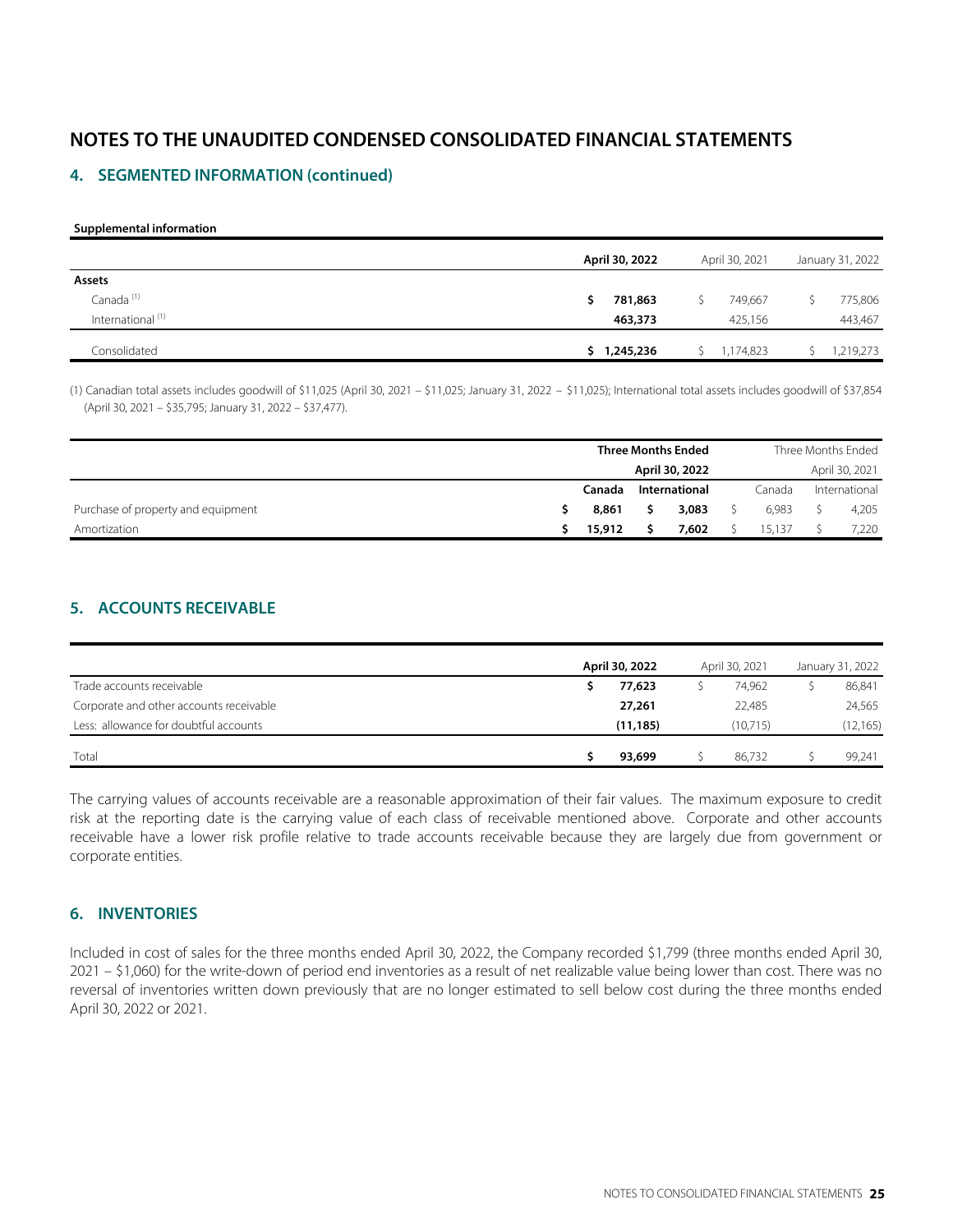# NOTES TO THE UNAUDITED CONDENSED CONSOLIDATED FINANCIAL STATEMENTS

## 4. SEGMENTED INFORMATION (continued)

**Supplemental information**

| | April 30, 2022 | April 30, 2021 | January 31, 2022 |
|---|---|---|---|
| **Assets** | | | |
| Canada [(1)] | **$ 781,863** | $ 749,667 | $ 775,806 |
| International [(1)] | **463,373** | 425,156 | 443,467 |
| Consolidated | **$ 1,245,236** | $ 1,174,823 | $ 1,219,273 |

(1) Canadian total assets includes goodwill of $11,025 (April 30, 2021 – $11,025; January 31, 2022 – $11,025); International total assets includes goodwill of $37,854 (April 30, 2021 – $35,795; January 31, 2022 – $37,477).

| | **Three Months Ended April 30, 2022** | | Three Months Ended April 30, 2021 | |
|---|---|---|---|---|
| | **Canada** | **International** | Canada | International |
| Purchase of property and equipment | **$ 8,861** | **$ 3,083** | $ 6,983 | $ 4,205 |
| Amortization | **$ 15,912** | **$ 7,602** | $ 15,137 | $ 7,220 |

## 5. ACCOUNTS RECEIVABLE

| | April 30, 2022 | April 30, 2021 | January 31, 2022 |
|---|---|---|---|
| Trade accounts receivable | **$ 77,623** | $ 74,962 | $ 86,841 |
| Corporate and other accounts receivable | **27,261** | 22,485 | 24,565 |
| Less: allowance for doubtful accounts | **(11,185)** | (10,715) | (12,165) |
| Total | **$ 93,699** | $ 86,732 | $ 99,241 |

The carrying values of accounts receivable are a reasonable approximation of their fair values. The maximum exposure to credit risk at the reporting date is the carrying value of each class of receivable mentioned above. Corporate and other accounts receivable have a lower risk profile relative to trade accounts receivable because they are largely due from government or corporate entities.

## 6. INVENTORIES

Included in cost of sales for the three months ended April 30, 2022, the Company recorded $1,799 (three months ended April 30, 2021 – $1,060) for the write-down of period end inventories as a result of net realizable value being lower than cost. There was no reversal of inventories written down previously that are no longer estimated to sell below cost during the three months ended April 30, 2022 or 2021.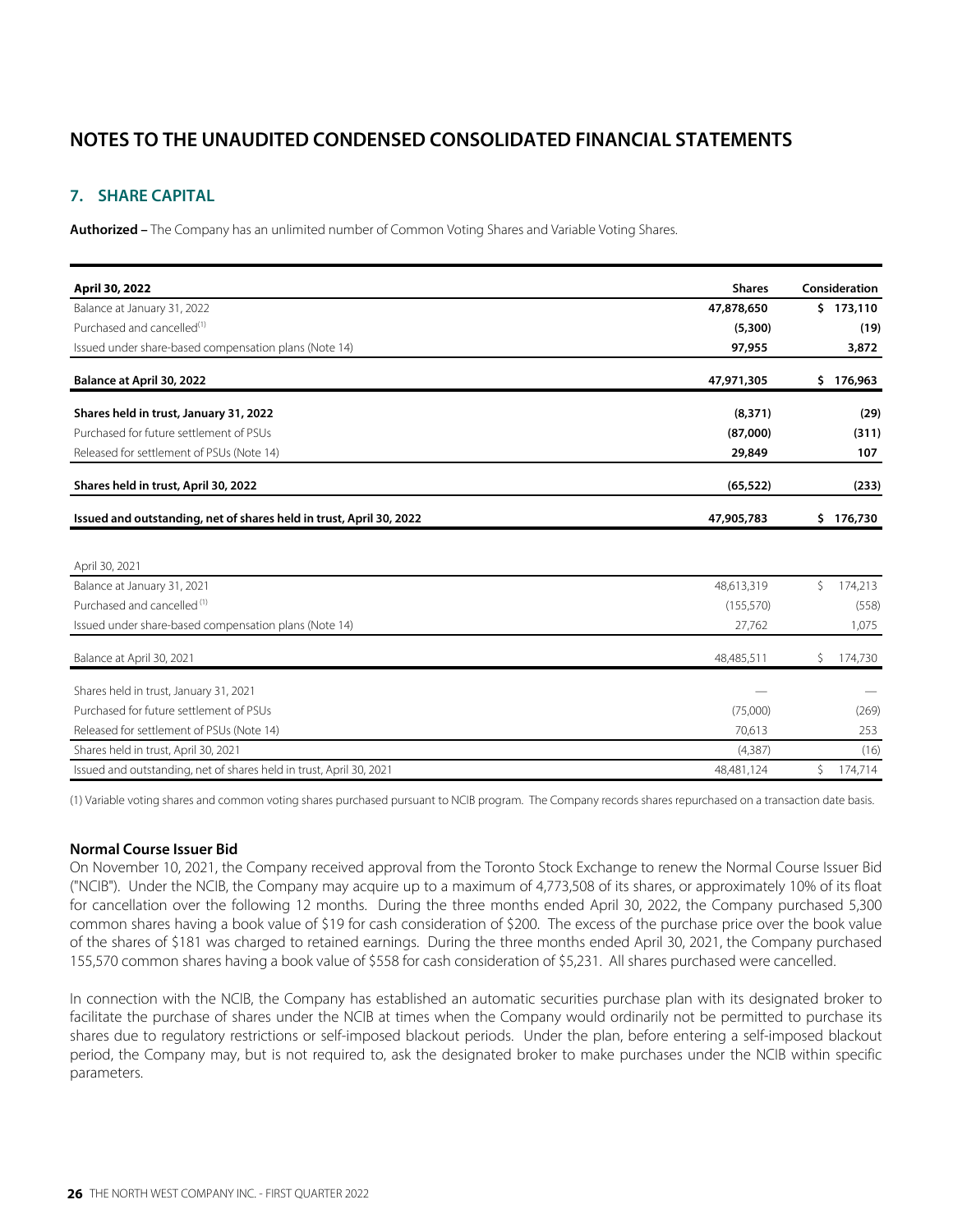# NOTES TO THE UNAUDITED CONDENSED CONSOLIDATED FINANCIAL STATEMENTS

## 7. SHARE CAPITAL

**Authorized –** The Company has an unlimited number of Common Voting Shares and Variable Voting Shares.

| **April 30, 2022** | **Shares** | **Consideration** |
|---|---|---|
| Balance at January 31, 2022 | **47,878,650** | **$ 173,110** |
| Purchased and cancelled[(1)] | **(5,300)** | **(19)** |
| Issued under share-based compensation plans (Note 14) | **97,955** | **3,872** |
| **Balance at April 30, 2022** | **47,971,305** | **$ 176,963** |
| **Shares held in trust, January 31, 2022** | **(8,371)** | **(29)** |
| Purchased for future settlement of PSUs | **(87,000)** | **(311)** |
| Released for settlement of PSUs (Note 14) | **29,849** | **107** |
| **Shares held in trust, April 30, 2022** | **(65,522)** | **(233)** |
| **Issued and outstanding, net of shares held in trust, April 30, 2022** | **47,905,783** | **$ 176,730** |

| April 30, 2021 | | |
|---|---|---|
| Balance at January 31, 2021 | 48,613,319 | $ 174,213 |
| Purchased and cancelled [(1)] | (155,570) | (558) |
| Issued under share-based compensation plans (Note 14) | 27,762 | 1,075 |
| Balance at April 30, 2021 | 48,485,511 | $ 174,730 |
| Shares held in trust, January 31, 2021 | — | — |
| Purchased for future settlement of PSUs | (75,000) | (269) |
| Released for settlement of PSUs (Note 14) | 70,613 | 253 |
| Shares held in trust, April 30, 2021 | (4,387) | (16) |
| Issued and outstanding, net of shares held in trust, April 30, 2021 | 48,481,124 | $ 174,714 |

(1) Variable voting shares and common voting shares purchased pursuant to NCIB program. The Company records shares repurchased on a transaction date basis.

### Normal Course Issuer Bid

On November 10, 2021, the Company received approval from the Toronto Stock Exchange to renew the Normal Course Issuer Bid ("NCIB"). Under the NCIB, the Company may acquire up to a maximum of 4,773,508 of its shares, or approximately 10% of its float for cancellation over the following 12 months. During the three months ended April 30, 2022, the Company purchased 5,300 common shares having a book value of $19 for cash consideration of $200. The excess of the purchase price over the book value of the shares of $181 was charged to retained earnings. During the three months ended April 30, 2021, the Company purchased 155,570 common shares having a book value of $558 for cash consideration of $5,231. All shares purchased were cancelled.

In connection with the NCIB, the Company has established an automatic securities purchase plan with its designated broker to facilitate the purchase of shares under the NCIB at times when the Company would ordinarily not be permitted to purchase its shares due to regulatory restrictions or self-imposed blackout periods. Under the plan, before entering a self-imposed blackout period, the Company may, but is not required to, ask the designated broker to make purchases under the NCIB within specific parameters.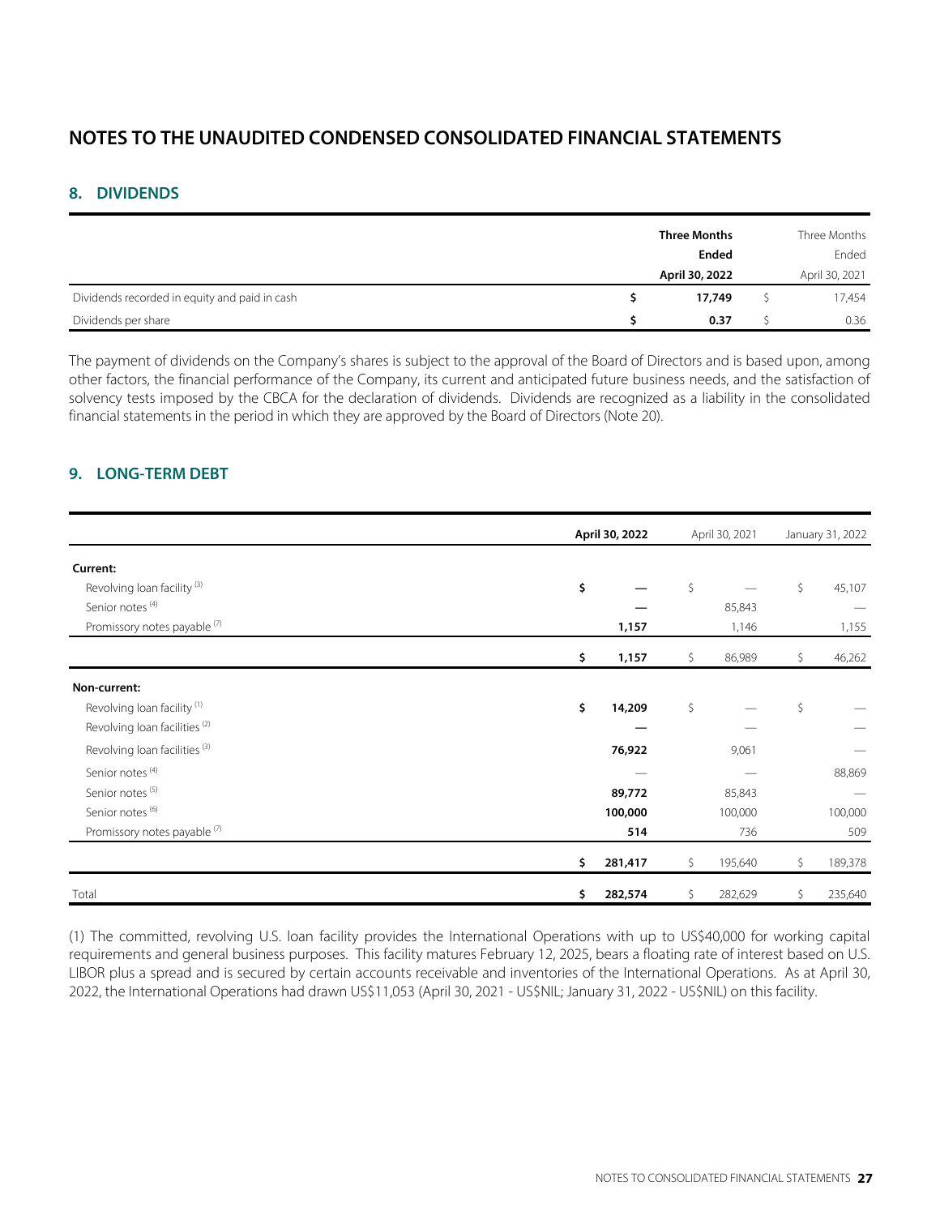# NOTES TO THE UNAUDITED CONDENSED CONSOLIDATED FINANCIAL STATEMENTS

## 8. DIVIDENDS

| | Three Months Ended April 30, 2022 | Three Months Ended April 30, 2021 |
|---|---|---|
| Dividends recorded in equity and paid in cash | $ 17,749 | $ 17,454 |
| Dividends per share | $ 0.37 | $ 0.36 |

The payment of dividends on the Company's shares is subject to the approval of the Board of Directors and is based upon, among other factors, the financial performance of the Company, its current and anticipated future business needs, and the satisfaction of solvency tests imposed by the CBCA for the declaration of dividends. Dividends are recognized as a liability in the consolidated financial statements in the period in which they are approved by the Board of Directors (Note 20).

## 9. LONG-TERM DEBT

| | April 30, 2022 | April 30, 2021 | January 31, 2022 |
|---|---|---|---|
| **Current:** | | | |
| Revolving loan facility (3) | $ — | $ — | $ 45,107 |
| Senior notes (4) | — | 85,843 | — |
| Promissory notes payable (7) | 1,157 | 1,146 | 1,155 |
| | $ 1,157 | $ 86,989 | $ 46,262 |
| **Non-current:** | | | |
| Revolving loan facility (1) | $ 14,209 | $ — | $ — |
| Revolving loan facilities (2) | — | — | — |
| Revolving loan facilities (3) | 76,922 | 9,061 | — |
| Senior notes (4) | — | — | 88,869 |
| Senior notes (5) | 89,772 | 85,843 | — |
| Senior notes (6) | 100,000 | 100,000 | 100,000 |
| Promissory notes payable (7) | 514 | 736 | 509 |
| | $ 281,417 | $ 195,640 | $ 189,378 |
| Total | $ 282,574 | $ 282,629 | $ 235,640 |

(1) The committed, revolving U.S. loan facility provides the International Operations with up to US$40,000 for working capital requirements and general business purposes. This facility matures February 12, 2025, bears a floating rate of interest based on U.S. LIBOR plus a spread and is secured by certain accounts receivable and inventories of the International Operations. As at April 30, 2022, the International Operations had drawn US$11,053 (April 30, 2021 - US$NIL; January 31, 2022 - US$NIL) on this facility.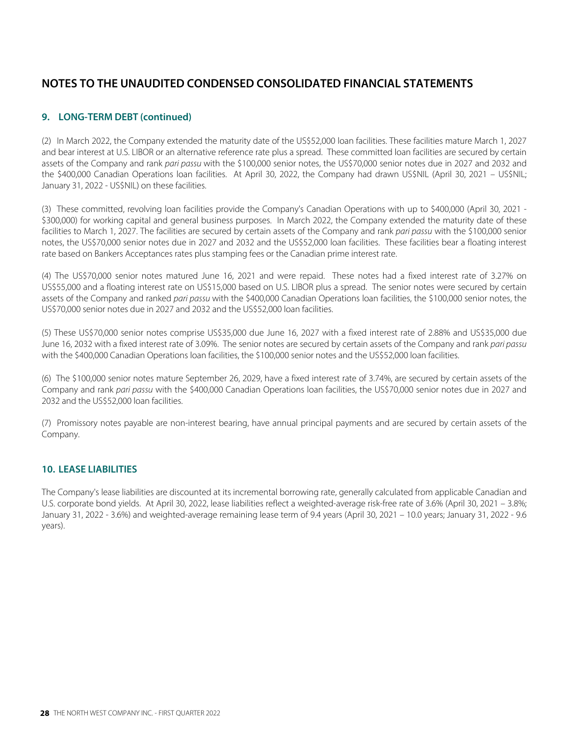# NOTES TO THE UNAUDITED CONDENSED CONSOLIDATED FINANCIAL STATEMENTS

## 9. LONG-TERM DEBT (continued)

(2) In March 2022, the Company extended the maturity date of the US$52,000 loan facilities. These facilities mature March 1, 2027 and bear interest at U.S. LIBOR or an alternative reference rate plus a spread. These committed loan facilities are secured by certain assets of the Company and rank *pari passu* with the $100,000 senior notes, the US$70,000 senior notes due in 2027 and 2032 and the $400,000 Canadian Operations loan facilities. At April 30, 2022, the Company had drawn US$NIL (April 30, 2021 – US$NIL; January 31, 2022 - US$NIL) on these facilities.

(3) These committed, revolving loan facilities provide the Company's Canadian Operations with up to $400,000 (April 30, 2021 - $300,000) for working capital and general business purposes. In March 2022, the Company extended the maturity date of these facilities to March 1, 2027. The facilities are secured by certain assets of the Company and rank *pari passu* with the $100,000 senior notes, the US$70,000 senior notes due in 2027 and 2032 and the US$52,000 loan facilities. These facilities bear a floating interest rate based on Bankers Acceptances rates plus stamping fees or the Canadian prime interest rate.

(4) The US$70,000 senior notes matured June 16, 2021 and were repaid. These notes had a fixed interest rate of 3.27% on US$55,000 and a floating interest rate on US$15,000 based on U.S. LIBOR plus a spread. The senior notes were secured by certain assets of the Company and ranked *pari passu* with the $400,000 Canadian Operations loan facilities, the $100,000 senior notes, the US$70,000 senior notes due in 2027 and 2032 and the US$52,000 loan facilities.

(5) These US$70,000 senior notes comprise US$35,000 due June 16, 2027 with a fixed interest rate of 2.88% and US$35,000 due June 16, 2032 with a fixed interest rate of 3.09%. The senior notes are secured by certain assets of the Company and rank *pari passu* with the $400,000 Canadian Operations loan facilities, the $100,000 senior notes and the US$52,000 loan facilities.

(6) The $100,000 senior notes mature September 26, 2029, have a fixed interest rate of 3.74%, are secured by certain assets of the Company and rank *pari passu* with the $400,000 Canadian Operations loan facilities, the US$70,000 senior notes due in 2027 and 2032 and the US$52,000 loan facilities.

(7) Promissory notes payable are non-interest bearing, have annual principal payments and are secured by certain assets of the Company.

## 10. LEASE LIABILITIES

The Company's lease liabilities are discounted at its incremental borrowing rate, generally calculated from applicable Canadian and U.S. corporate bond yields. At April 30, 2022, lease liabilities reflect a weighted-average risk-free rate of 3.6% (April 30, 2021 – 3.8%; January 31, 2022 - 3.6%) and weighted-average remaining lease term of 9.4 years (April 30, 2021 – 10.0 years; January 31, 2022 - 9.6 years).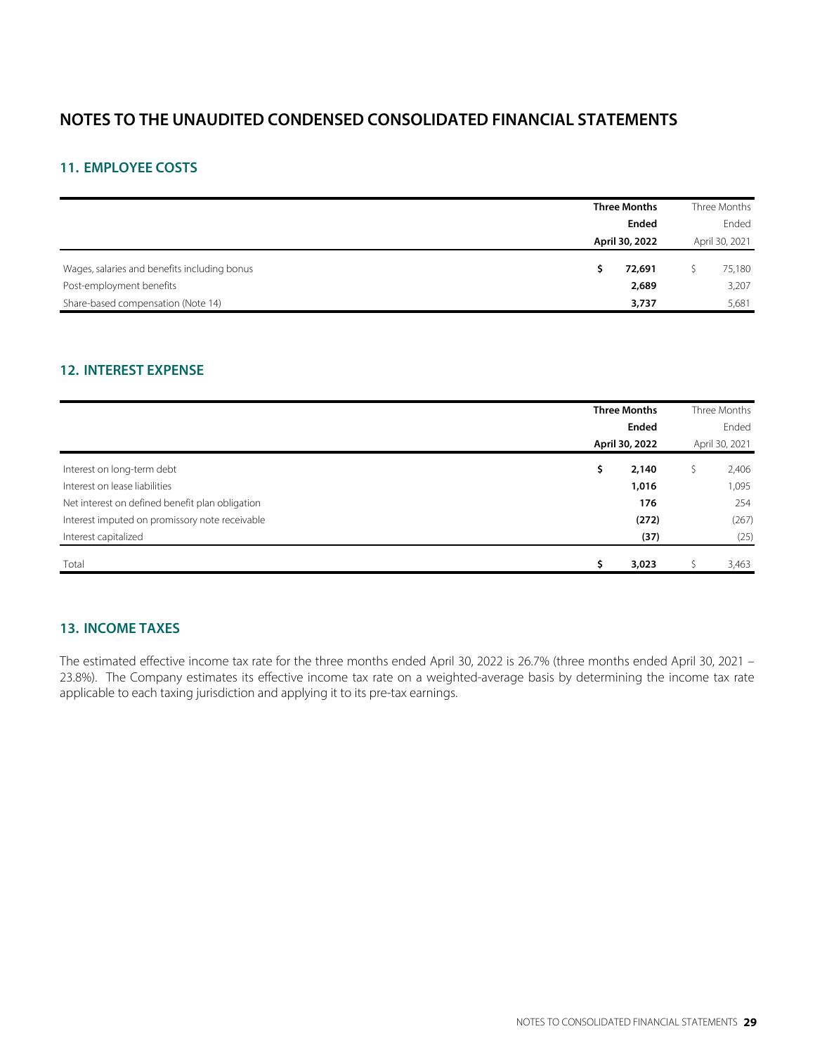# NOTES TO THE UNAUDITED CONDENSED CONSOLIDATED FINANCIAL STATEMENTS

## 11. EMPLOYEE COSTS

| | **Three Months Ended April 30, 2022** | Three Months Ended April 30, 2021 |
|---|---|---|
| Wages, salaries and benefits including bonus | **$ 72,691** | $ 75,180 |
| Post-employment benefits | **2,689** | 3,207 |
| Share-based compensation (Note 14) | **3,737** | 5,681 |

## 12. INTEREST EXPENSE

| | **Three Months Ended April 30, 2022** | Three Months Ended April 30, 2021 |
|---|---|---|
| Interest on long-term debt | **$ 2,140** | $ 2,406 |
| Interest on lease liabilities | **1,016** | 1,095 |
| Net interest on defined benefit plan obligation | **176** | 254 |
| Interest imputed on promissory note receivable | **(272)** | (267) |
| Interest capitalized | **(37)** | (25) |
| Total | **$ 3,023** | $ 3,463 |

## 13. INCOME TAXES

The estimated effective income tax rate for the three months ended April 30, 2022 is 26.7% (three months ended April 30, 2021 – 23.8%). The Company estimates its effective income tax rate on a weighted-average basis by determining the income tax rate applicable to each taxing jurisdiction and applying it to its pre-tax earnings.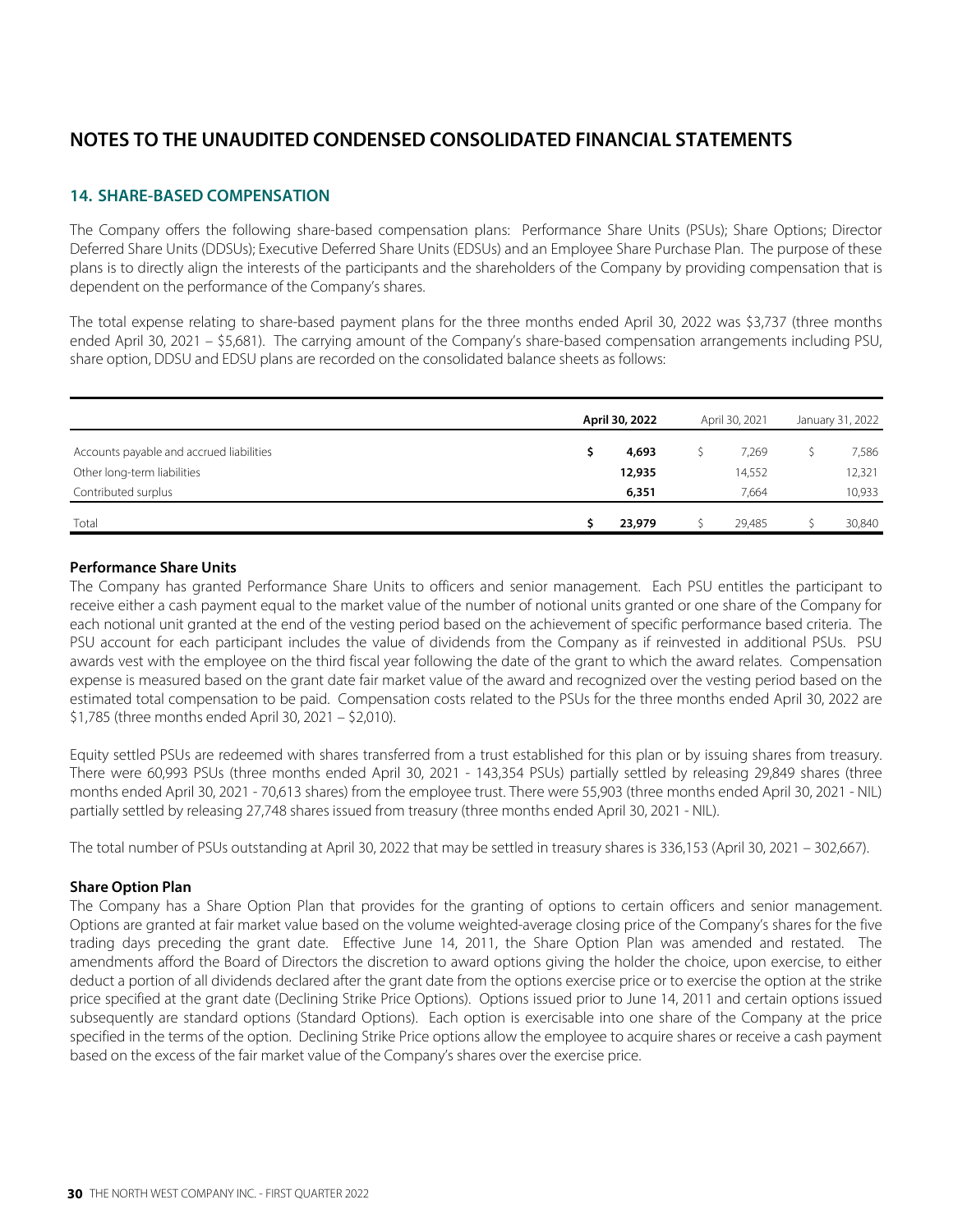# NOTES TO THE UNAUDITED CONDENSED CONSOLIDATED FINANCIAL STATEMENTS

## 14. SHARE-BASED COMPENSATION

The Company offers the following share-based compensation plans: Performance Share Units (PSUs); Share Options; Director Deferred Share Units (DDSUs); Executive Deferred Share Units (EDSUs) and an Employee Share Purchase Plan. The purpose of these plans is to directly align the interests of the participants and the shareholders of the Company by providing compensation that is dependent on the performance of the Company's shares.

The total expense relating to share-based payment plans for the three months ended April 30, 2022 was $3,737 (three months ended April 30, 2021 – $5,681). The carrying amount of the Company's share-based compensation arrangements including PSU, share option, DDSU and EDSU plans are recorded on the consolidated balance sheets as follows:

| | **April 30, 2022** | April 30, 2021 | January 31, 2022 |
|---|---|---|---|
| Accounts payable and accrued liabilities | **$ 4,693** | $ 7,269 | $ 7,586 |
| Other long-term liabilities | **12,935** | 14,552 | 12,321 |
| Contributed surplus | **6,351** | 7,664 | 10,933 |
| Total | **$ 23,979** | $ 29,485 | $ 30,840 |

**Performance Share Units**

The Company has granted Performance Share Units to officers and senior management. Each PSU entitles the participant to receive either a cash payment equal to the market value of the number of notional units granted or one share of the Company for each notional unit granted at the end of the vesting period based on the achievement of specific performance based criteria. The PSU account for each participant includes the value of dividends from the Company as if reinvested in additional PSUs. PSU awards vest with the employee on the third fiscal year following the date of the grant to which the award relates. Compensation expense is measured based on the grant date fair market value of the award and recognized over the vesting period based on the estimated total compensation to be paid. Compensation costs related to the PSUs for the three months ended April 30, 2022 are $1,785 (three months ended April 30, 2021 – $2,010).

Equity settled PSUs are redeemed with shares transferred from a trust established for this plan or by issuing shares from treasury. There were 60,993 PSUs (three months ended April 30, 2021 - 143,354 PSUs) partially settled by releasing 29,849 shares (three months ended April 30, 2021 - 70,613 shares) from the employee trust. There were 55,903 (three months ended April 30, 2021 - NIL) partially settled by releasing 27,748 shares issued from treasury (three months ended April 30, 2021 - NIL).

The total number of PSUs outstanding at April 30, 2022 that may be settled in treasury shares is 336,153 (April 30, 2021 – 302,667).

**Share Option Plan**

The Company has a Share Option Plan that provides for the granting of options to certain officers and senior management. Options are granted at fair market value based on the volume weighted-average closing price of the Company's shares for the five trading days preceding the grant date. Effective June 14, 2011, the Share Option Plan was amended and restated. The amendments afford the Board of Directors the discretion to award options giving the holder the choice, upon exercise, to either deduct a portion of all dividends declared after the grant date from the options exercise price or to exercise the option at the strike price specified at the grant date (Declining Strike Price Options). Options issued prior to June 14, 2011 and certain options issued subsequently are standard options (Standard Options). Each option is exercisable into one share of the Company at the price specified in the terms of the option. Declining Strike Price options allow the employee to acquire shares or receive a cash payment based on the excess of the fair market value of the Company's shares over the exercise price.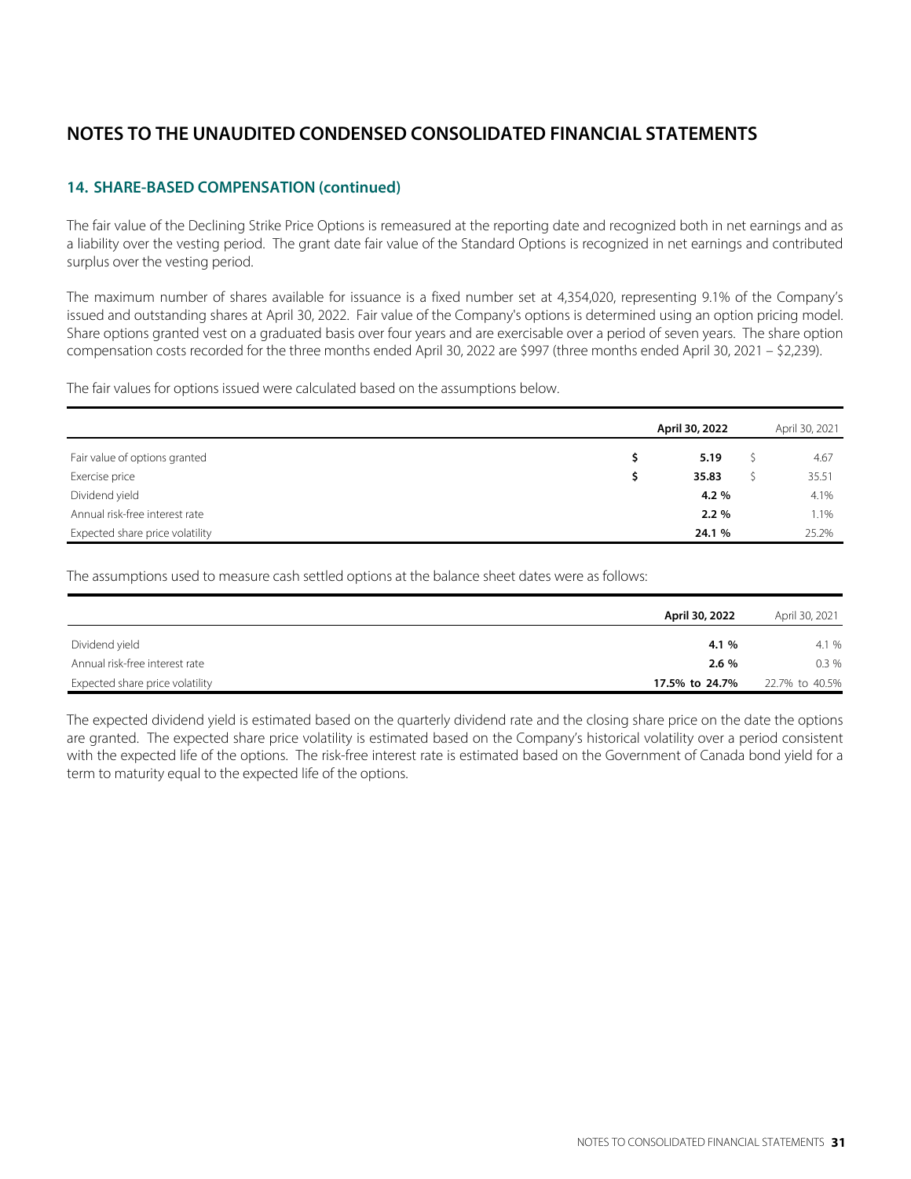# NOTES TO THE UNAUDITED CONDENSED CONSOLIDATED FINANCIAL STATEMENTS

## 14. SHARE-BASED COMPENSATION (continued)

The fair value of the Declining Strike Price Options is remeasured at the reporting date and recognized both in net earnings and as a liability over the vesting period. The grant date fair value of the Standard Options is recognized in net earnings and contributed surplus over the vesting period.

The maximum number of shares available for issuance is a fixed number set at 4,354,020, representing 9.1% of the Company's issued and outstanding shares at April 30, 2022. Fair value of the Company's options is determined using an option pricing model. Share options granted vest on a graduated basis over four years and are exercisable over a period of seven years. The share option compensation costs recorded for the three months ended April 30, 2022 are $997 (three months ended April 30, 2021 – $2,239).

The fair values for options issued were calculated based on the assumptions below.

| | **April 30, 2022** | April 30, 2021 |
|---|---|---|
| Fair value of options granted | **$ 5.19** | $ 4.67 |
| Exercise price | **$ 35.83** | $ 35.51 |
| Dividend yield | **4.2 %** | 4.1% |
| Annual risk-free interest rate | **2.2 %** | 1.1% |
| Expected share price volatility | **24.1 %** | 25.2% |

The assumptions used to measure cash settled options at the balance sheet dates were as follows:

| | **April 30, 2022** | April 30, 2021 |
|---|---|---|
| Dividend yield | **4.1 %** | 4.1 % |
| Annual risk-free interest rate | **2.6 %** | 0.3 % |
| Expected share price volatility | **17.5% to 24.7%** | 22.7% to 40.5% |

The expected dividend yield is estimated based on the quarterly dividend rate and the closing share price on the date the options are granted. The expected share price volatility is estimated based on the Company's historical volatility over a period consistent with the expected life of the options. The risk-free interest rate is estimated based on the Government of Canada bond yield for a term to maturity equal to the expected life of the options.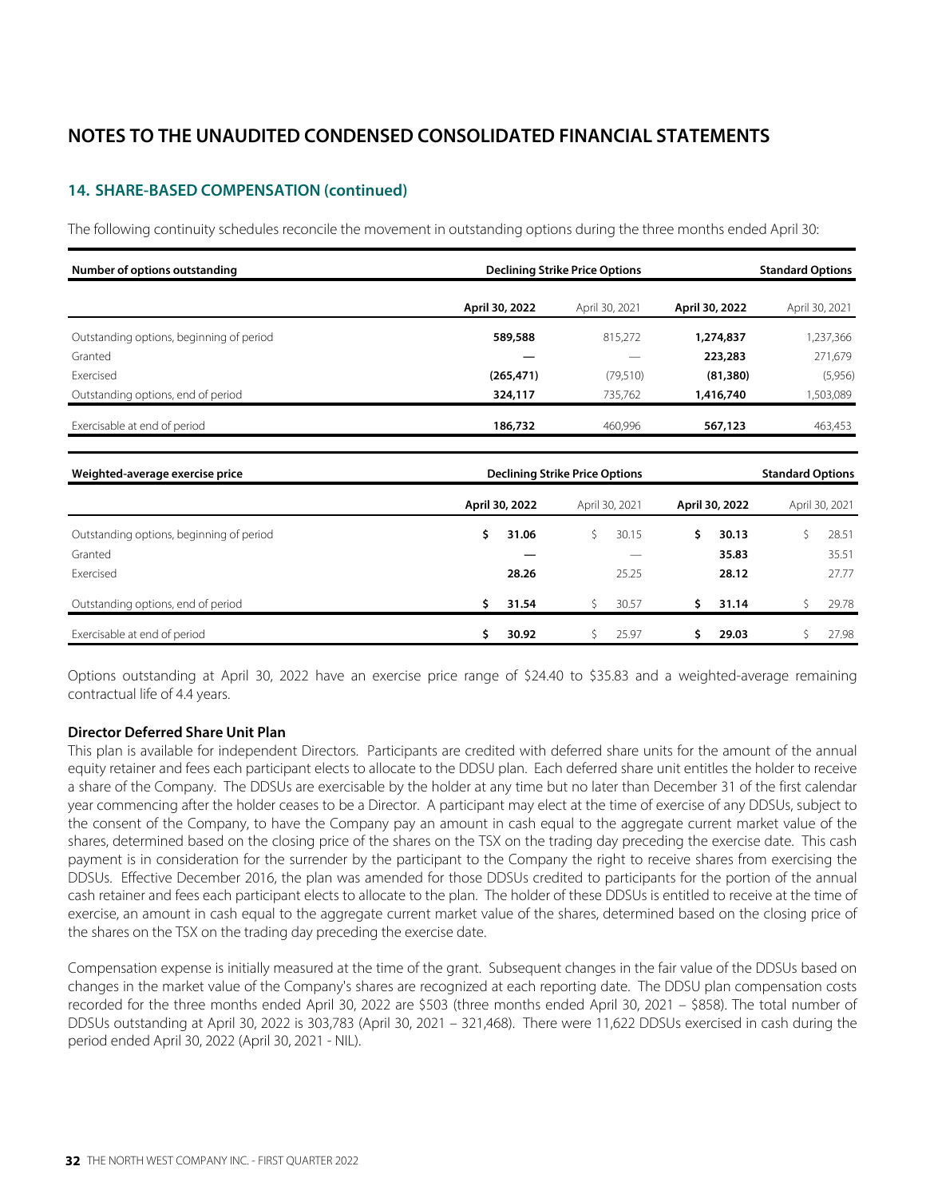# NOTES TO THE UNAUDITED CONDENSED CONSOLIDATED FINANCIAL STATEMENTS

## 14. SHARE-BASED COMPENSATION (continued)

The following continuity schedules reconcile the movement in outstanding options during the three months ended April 30:

| Number of options outstanding | Declining Strike Price Options | | Standard Options | |
|---|---|---|---|---|
| | **April 30, 2022** | April 30, 2021 | **April 30, 2022** | April 30, 2021 |
| Outstanding options, beginning of period | **589,588** | 815,272 | **1,274,837** | 1,237,366 |
| Granted | **—** | — | **223,283** | 271,679 |
| Exercised | **(265,471)** | (79,510) | **(81,380)** | (5,956) |
| Outstanding options, end of period | **324,117** | 735,762 | **1,416,740** | 1,503,089 |
| Exercisable at end of period | **186,732** | 460,996 | **567,123** | 463,453 |

| Weighted-average exercise price | Declining Strike Price Options | | Standard Options | |
|---|---|---|---|---|
| | **April 30, 2022** | April 30, 2021 | **April 30, 2022** | April 30, 2021 |
| Outstanding options, beginning of period | **$ 31.06** | $ 30.15 | **$ 30.13** | $ 28.51 |
| Granted | **—** | — | **35.83** | 35.51 |
| Exercised | **28.26** | 25.25 | **28.12** | 27.77 |
| Outstanding options, end of period | **$ 31.54** | $ 30.57 | **$ 31.14** | $ 29.78 |
| Exercisable at end of period | **$ 30.92** | $ 25.97 | **$ 29.03** | $ 27.98 |

Options outstanding at April 30, 2022 have an exercise price range of $24.40 to $35.83 and a weighted-average remaining contractual life of 4.4 years.

**Director Deferred Share Unit Plan**

This plan is available for independent Directors. Participants are credited with deferred share units for the amount of the annual equity retainer and fees each participant elects to allocate to the DDSU plan. Each deferred share unit entitles the holder to receive a share of the Company. The DDSUs are exercisable by the holder at any time but no later than December 31 of the first calendar year commencing after the holder ceases to be a Director. A participant may elect at the time of exercise of any DDSUs, subject to the consent of the Company, to have the Company pay an amount in cash equal to the aggregate current market value of the shares, determined based on the closing price of the shares on the TSX on the trading day preceding the exercise date. This cash payment is in consideration for the surrender by the participant to the Company the right to receive shares from exercising the DDSUs. Effective December 2016, the plan was amended for those DDSUs credited to participants for the portion of the annual cash retainer and fees each participant elects to allocate to the plan. The holder of these DDSUs is entitled to receive at the time of exercise, an amount in cash equal to the aggregate current market value of the shares, determined based on the closing price of the shares on the TSX on the trading day preceding the exercise date.

Compensation expense is initially measured at the time of the grant. Subsequent changes in the fair value of the DDSUs based on changes in the market value of the Company's shares are recognized at each reporting date. The DDSU plan compensation costs recorded for the three months ended April 30, 2022 are $503 (three months ended April 30, 2021 – $858). The total number of DDSUs outstanding at April 30, 2022 is 303,783 (April 30, 2021 – 321,468). There were 11,622 DDSUs exercised in cash during the period ended April 30, 2022 (April 30, 2021 - NIL).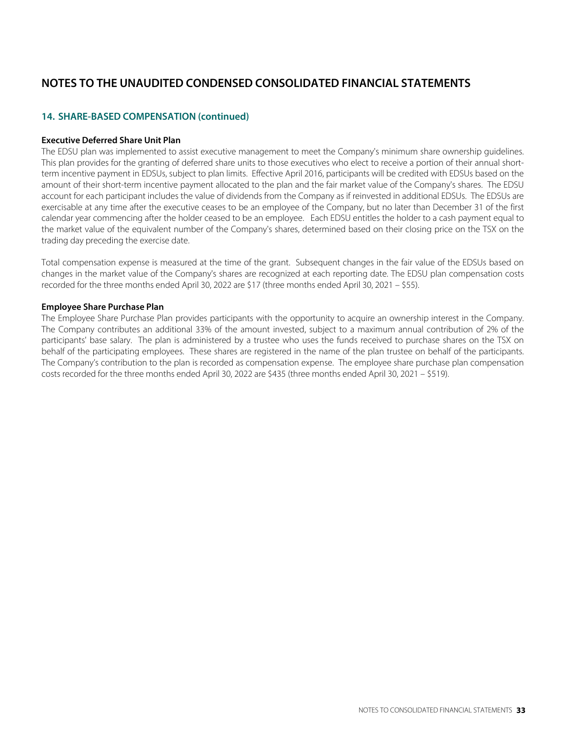# NOTES TO THE UNAUDITED CONDENSED CONSOLIDATED FINANCIAL STATEMENTS

## 14. SHARE-BASED COMPENSATION (continued)

**Executive Deferred Share Unit Plan**

The EDSU plan was implemented to assist executive management to meet the Company's minimum share ownership guidelines. This plan provides for the granting of deferred share units to those executives who elect to receive a portion of their annual short-term incentive payment in EDSUs, subject to plan limits. Effective April 2016, participants will be credited with EDSUs based on the amount of their short-term incentive payment allocated to the plan and the fair market value of the Company's shares. The EDSU account for each participant includes the value of dividends from the Company as if reinvested in additional EDSUs. The EDSUs are exercisable at any time after the executive ceases to be an employee of the Company, but no later than December 31 of the first calendar year commencing after the holder ceased to be an employee. Each EDSU entitles the holder to a cash payment equal to the market value of the equivalent number of the Company's shares, determined based on their closing price on the TSX on the trading day preceding the exercise date.

Total compensation expense is measured at the time of the grant. Subsequent changes in the fair value of the EDSUs based on changes in the market value of the Company's shares are recognized at each reporting date. The EDSU plan compensation costs recorded for the three months ended April 30, 2022 are $17 (three months ended April 30, 2021 – $55).

**Employee Share Purchase Plan**

The Employee Share Purchase Plan provides participants with the opportunity to acquire an ownership interest in the Company. The Company contributes an additional 33% of the amount invested, subject to a maximum annual contribution of 2% of the participants' base salary. The plan is administered by a trustee who uses the funds received to purchase shares on the TSX on behalf of the participating employees. These shares are registered in the name of the plan trustee on behalf of the participants. The Company's contribution to the plan is recorded as compensation expense. The employee share purchase plan compensation costs recorded for the three months ended April 30, 2022 are $435 (three months ended April 30, 2021 – $519).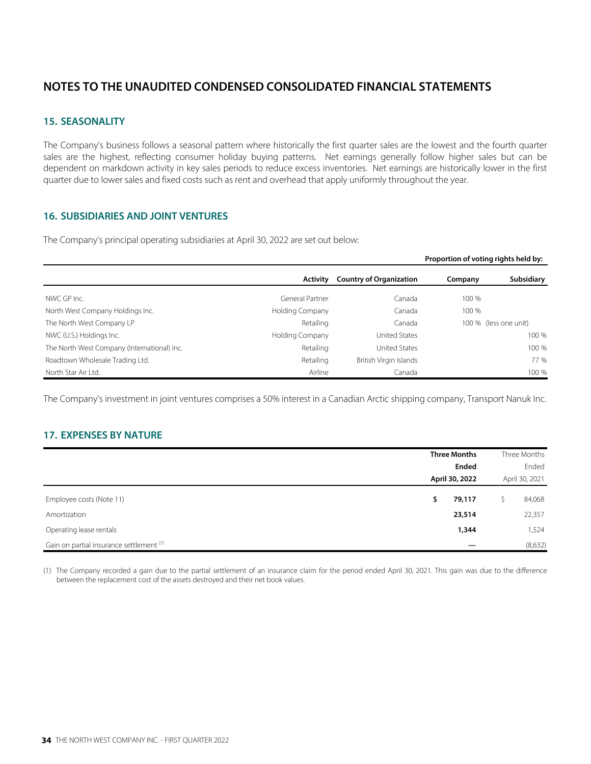# NOTES TO THE UNAUDITED CONDENSED CONSOLIDATED FINANCIAL STATEMENTS

## 15. SEASONALITY

The Company's business follows a seasonal pattern where historically the first quarter sales are the lowest and the fourth quarter sales are the highest, reflecting consumer holiday buying patterns. Net earnings generally follow higher sales but can be dependent on markdown activity in key sales periods to reduce excess inventories. Net earnings are historically lower in the first quarter due to lower sales and fixed costs such as rent and overhead that apply uniformly throughout the year.

## 16. SUBSIDIARIES AND JOINT VENTURES

The Company's principal operating subsidiaries at April 30, 2022 are set out below:

| | | | Proportion of voting rights held by: | |
|---|---|---|---|---|
| | **Activity** | **Country of Organization** | **Company** | **Subsidiary** |
| NWC GP Inc. | General Partner | Canada | 100 % | |
| North West Company Holdings Inc. | Holding Company | Canada | 100 % | |
| The North West Company LP | Retailing | Canada | 100 % (less one unit) | |
| NWC (U.S.) Holdings Inc. | Holding Company | United States | | 100 % |
| The North West Company (International) Inc. | Retailing | United States | | 100 % |
| Roadtown Wholesale Trading Ltd. | Retailing | British Virgin Islands | | 77 % |
| North Star Air Ltd. | Airline | Canada | | 100 % |

The Company's investment in joint ventures comprises a 50% interest in a Canadian Arctic shipping company, Transport Nanuk Inc.

## 17. EXPENSES BY NATURE

| | **Three Months Ended April 30, 2022** | Three Months Ended April 30, 2021 |
|---|---|---|
| Employee costs (Note 11) | **$ 79,117** | $ 84,068 |
| Amortization | **23,514** | 22,357 |
| Operating lease rentals | **1,344** | 1,524 |
| Gain on partial insurance settlement [1] | **—** | (8,632) |

(1) The Company recorded a gain due to the partial settlement of an insurance claim for the period ended April 30, 2021. This gain was due to the difference between the replacement cost of the assets destroyed and their net book values.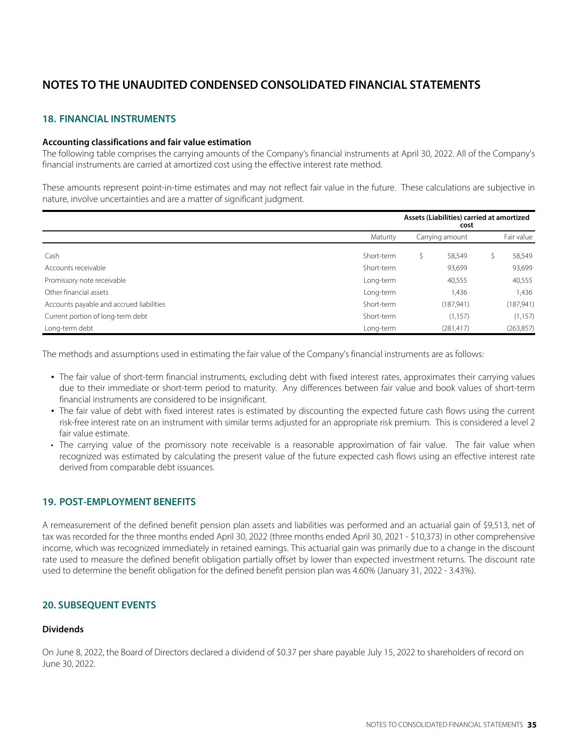# NOTES TO THE UNAUDITED CONDENSED CONSOLIDATED FINANCIAL STATEMENTS

## 18. FINANCIAL INSTRUMENTS

**Accounting classifications and fair value estimation**

The following table comprises the carrying amounts of the Company's financial instruments at April 30, 2022. All of the Company's financial instruments are carried at amortized cost using the effective interest rate method.

These amounts represent point-in-time estimates and may not reflect fair value in the future. These calculations are subjective in nature, involve uncertainties and are a matter of significant judgment.

| | Assets (Liabilities) carried at amortized cost | | |
|---|---|---|---|
| | Maturity | Carrying amount | Fair value |
| Cash | Short-term | $ 58,549 | $ 58,549 |
| Accounts receivable | Short-term | 93,699 | 93,699 |
| Promissory note receivable | Long-term | 40,555 | 40,555 |
| Other financial assets | Long-term | 1,436 | 1,436 |
| Accounts payable and accrued liabilities | Short-term | (187,941) | (187,941) |
| Current portion of long-term debt | Short-term | (1,157) | (1,157) |
| Long-term debt | Long-term | (281,417) | (263,857) |

The methods and assumptions used in estimating the fair value of the Company's financial instruments are as follows:

- The fair value of short-term financial instruments, excluding debt with fixed interest rates, approximates their carrying values due to their immediate or short-term period to maturity. Any differences between fair value and book values of short-term financial instruments are considered to be insignificant.
- The fair value of debt with fixed interest rates is estimated by discounting the expected future cash flows using the current risk-free interest rate on an instrument with similar terms adjusted for an appropriate risk premium. This is considered a level 2 fair value estimate.
- The carrying value of the promissory note receivable is a reasonable approximation of fair value. The fair value when recognized was estimated by calculating the present value of the future expected cash flows using an effective interest rate derived from comparable debt issuances.

## 19. POST-EMPLOYMENT BENEFITS

A remeasurement of the defined benefit pension plan assets and liabilities was performed and an actuarial gain of $9,513, net of tax was recorded for the three months ended April 30, 2022 (three months ended April 30, 2021 - $10,373) in other comprehensive income, which was recognized immediately in retained earnings. This actuarial gain was primarily due to a change in the discount rate used to measure the defined benefit obligation partially offset by lower than expected investment returns. The discount rate used to determine the benefit obligation for the defined benefit pension plan was 4.60% (January 31, 2022 - 3.43%).

## 20. SUBSEQUENT EVENTS

**Dividends**

On June 8, 2022, the Board of Directors declared a dividend of $0.37 per share payable July 15, 2022 to shareholders of record on June 30, 2022.